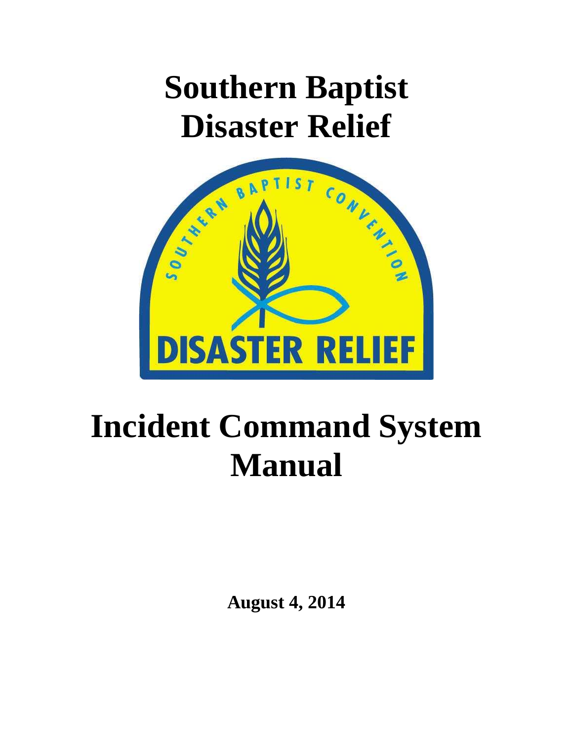# Southern Baptist Disaster Relief

# Incident Command System Manual

**August 4, 2014**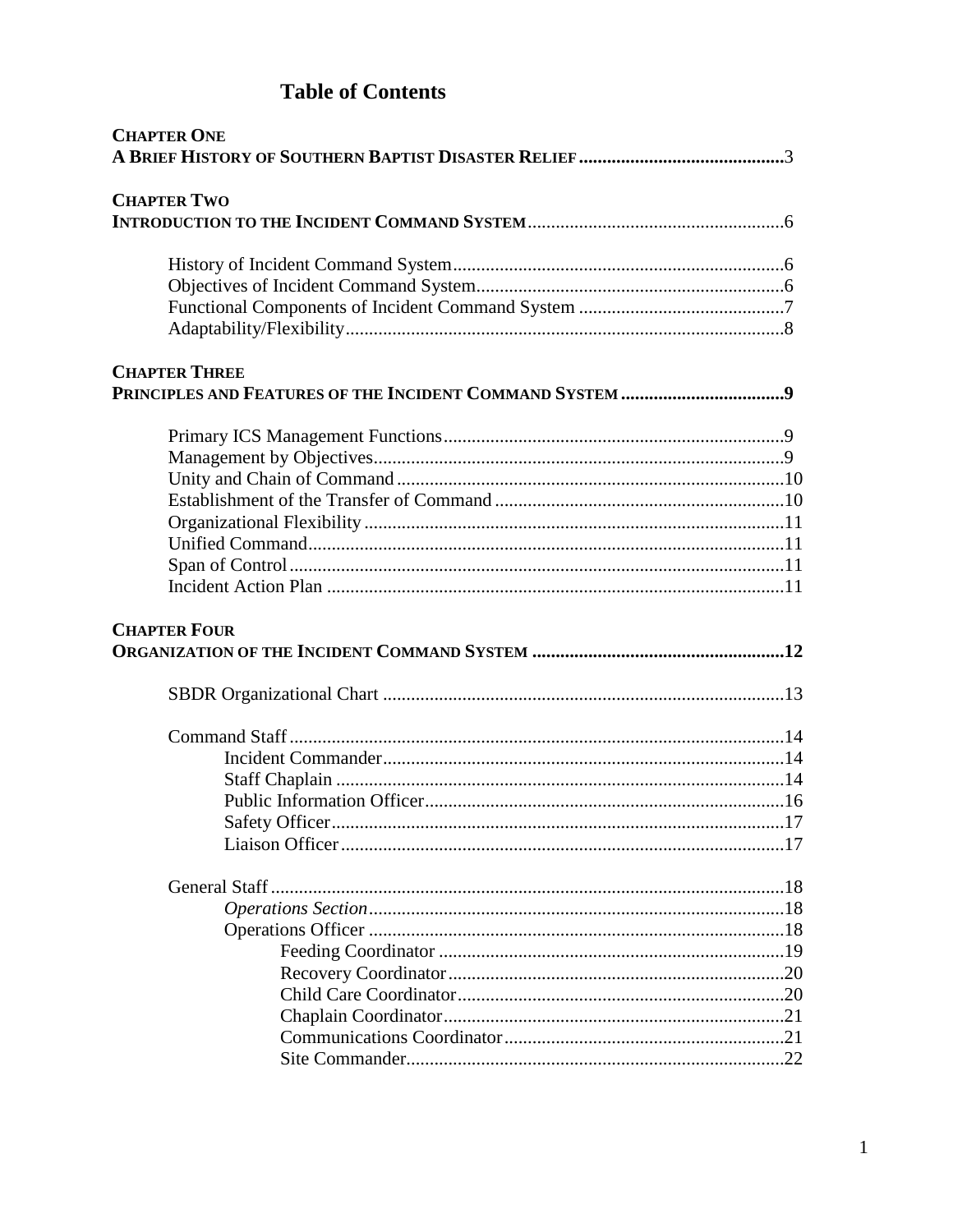# Table of Contents

**CHAPTER ONE**
**A BRIEF HISTORY OF SOUTHERN BAPTIST DISASTER RELIEF** ............................................3

**CHAPTER TWO**
**INTRODUCTION TO THE INCIDENT COMMAND SYSTEM** ......................................................6

- History of Incident Command System......................................................................6
- Objectives of Incident Command System..................................................................6
- Functional Components of Incident Command System ............................................7
- Adaptability/Flexibility.............................................................................................8

**CHAPTER THREE**
**PRINCIPLES AND FEATURES OF THE INCIDENT COMMAND SYSTEM ..................................9**

- Primary ICS Management Functions........................................................................9
- Management by Objectives.......................................................................................9
- Unity and Chain of Command ..................................................................................10
- Establishment of the Transfer of Command .............................................................10
- Organizational Flexibility .........................................................................................11
- Unified Command.....................................................................................................11
- Span of Control .........................................................................................................11
- Incident Action Plan .................................................................................................11

**CHAPTER FOUR**
**ORGANIZATION OF THE INCIDENT COMMAND SYSTEM ......................................................12**

- SBDR Organizational Chart .....................................................................................13

- Command Staff .........................................................................................................14
  - Incident Commander.....................................................................................14
  - Staff Chaplain ...............................................................................................14
  - Public Information Officer............................................................................16
  - Safety Officer................................................................................................17
  - Liaison Officer..............................................................................................17

- General Staff .............................................................................................................18
  - *Operations Section*........................................................................................18
  - Operations Officer ........................................................................................18
    - Feeding Coordinator .........................................................................19
    - Recovery Coordinator.......................................................................20
    - Child Care Coordinator.....................................................................20
    - Chaplain Coordinator........................................................................21
    - Communications Coordinator...........................................................21
    - Site Commander................................................................................22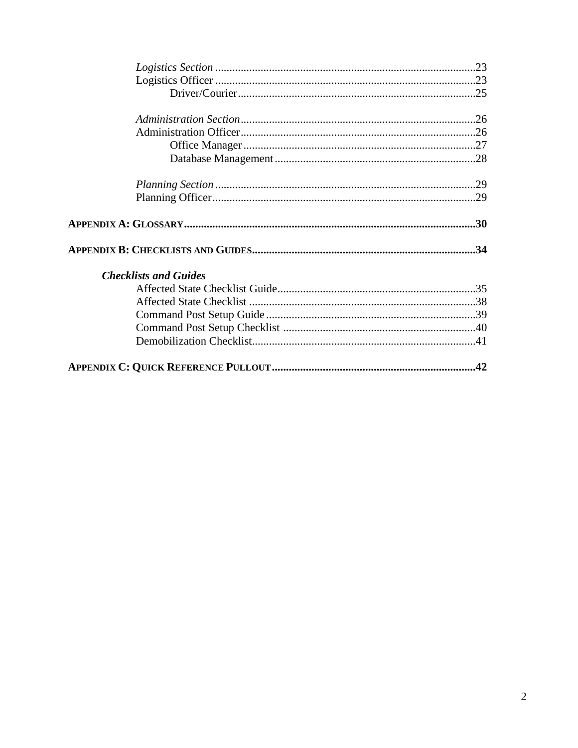*Logistics Section* .......... 23
Logistics Officer .......... 23
Driver/Courier .......... 25

*Administration Section* .......... 26
Administration Officer .......... 26
Office Manager .......... 27
Database Management .......... 28

*Planning Section* .......... 29
Planning Officer .......... 29

**APPENDIX A: GLOSSARY .......... 30**

**APPENDIX B: CHECKLISTS AND GUIDES .......... 34**

***Checklists and Guides***

Affected State Checklist Guide .......... 35
Affected State Checklist .......... 38
Command Post Setup Guide .......... 39
Command Post Setup Checklist .......... 40
Demobilization Checklist .......... 41

**APPENDIX C: QUICK REFERENCE PULLOUT .......... 42**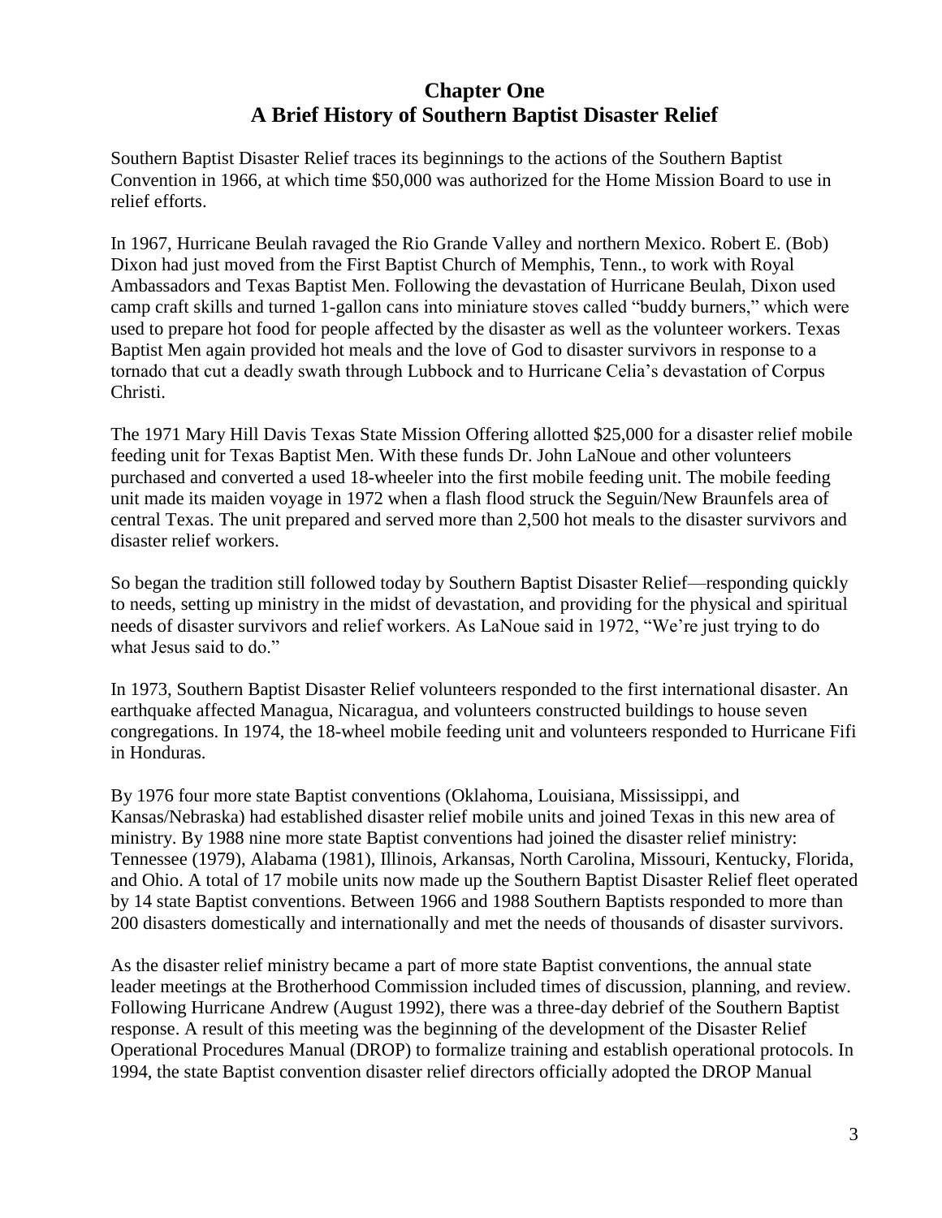# Chapter One
# A Brief History of Southern Baptist Disaster Relief

Southern Baptist Disaster Relief traces its beginnings to the actions of the Southern Baptist Convention in 1966, at which time $50,000 was authorized for the Home Mission Board to use in relief efforts.

In 1967, Hurricane Beulah ravaged the Rio Grande Valley and northern Mexico. Robert E. (Bob) Dixon had just moved from the First Baptist Church of Memphis, Tenn., to work with Royal Ambassadors and Texas Baptist Men. Following the devastation of Hurricane Beulah, Dixon used camp craft skills and turned 1-gallon cans into miniature stoves called "buddy burners," which were used to prepare hot food for people affected by the disaster as well as the volunteer workers. Texas Baptist Men again provided hot meals and the love of God to disaster survivors in response to a tornado that cut a deadly swath through Lubbock and to Hurricane Celia's devastation of Corpus Christi.

The 1971 Mary Hill Davis Texas State Mission Offering allotted $25,000 for a disaster relief mobile feeding unit for Texas Baptist Men. With these funds Dr. John LaNoue and other volunteers purchased and converted a used 18-wheeler into the first mobile feeding unit. The mobile feeding unit made its maiden voyage in 1972 when a flash flood struck the Seguin/New Braunfels area of central Texas. The unit prepared and served more than 2,500 hot meals to the disaster survivors and disaster relief workers.

So began the tradition still followed today by Southern Baptist Disaster Relief—responding quickly to needs, setting up ministry in the midst of devastation, and providing for the physical and spiritual needs of disaster survivors and relief workers. As LaNoue said in 1972, "We're just trying to do what Jesus said to do."

In 1973, Southern Baptist Disaster Relief volunteers responded to the first international disaster. An earthquake affected Managua, Nicaragua, and volunteers constructed buildings to house seven congregations. In 1974, the 18-wheel mobile feeding unit and volunteers responded to Hurricane Fifi in Honduras.

By 1976 four more state Baptist conventions (Oklahoma, Louisiana, Mississippi, and Kansas/Nebraska) had established disaster relief mobile units and joined Texas in this new area of ministry. By 1988 nine more state Baptist conventions had joined the disaster relief ministry: Tennessee (1979), Alabama (1981), Illinois, Arkansas, North Carolina, Missouri, Kentucky, Florida, and Ohio. A total of 17 mobile units now made up the Southern Baptist Disaster Relief fleet operated by 14 state Baptist conventions. Between 1966 and 1988 Southern Baptists responded to more than 200 disasters domestically and internationally and met the needs of thousands of disaster survivors.

As the disaster relief ministry became a part of more state Baptist conventions, the annual state leader meetings at the Brotherhood Commission included times of discussion, planning, and review. Following Hurricane Andrew (August 1992), there was a three-day debrief of the Southern Baptist response. A result of this meeting was the beginning of the development of the Disaster Relief Operational Procedures Manual (DROP) to formalize training and establish operational protocols. In 1994, the state Baptist convention disaster relief directors officially adopted the DROP Manual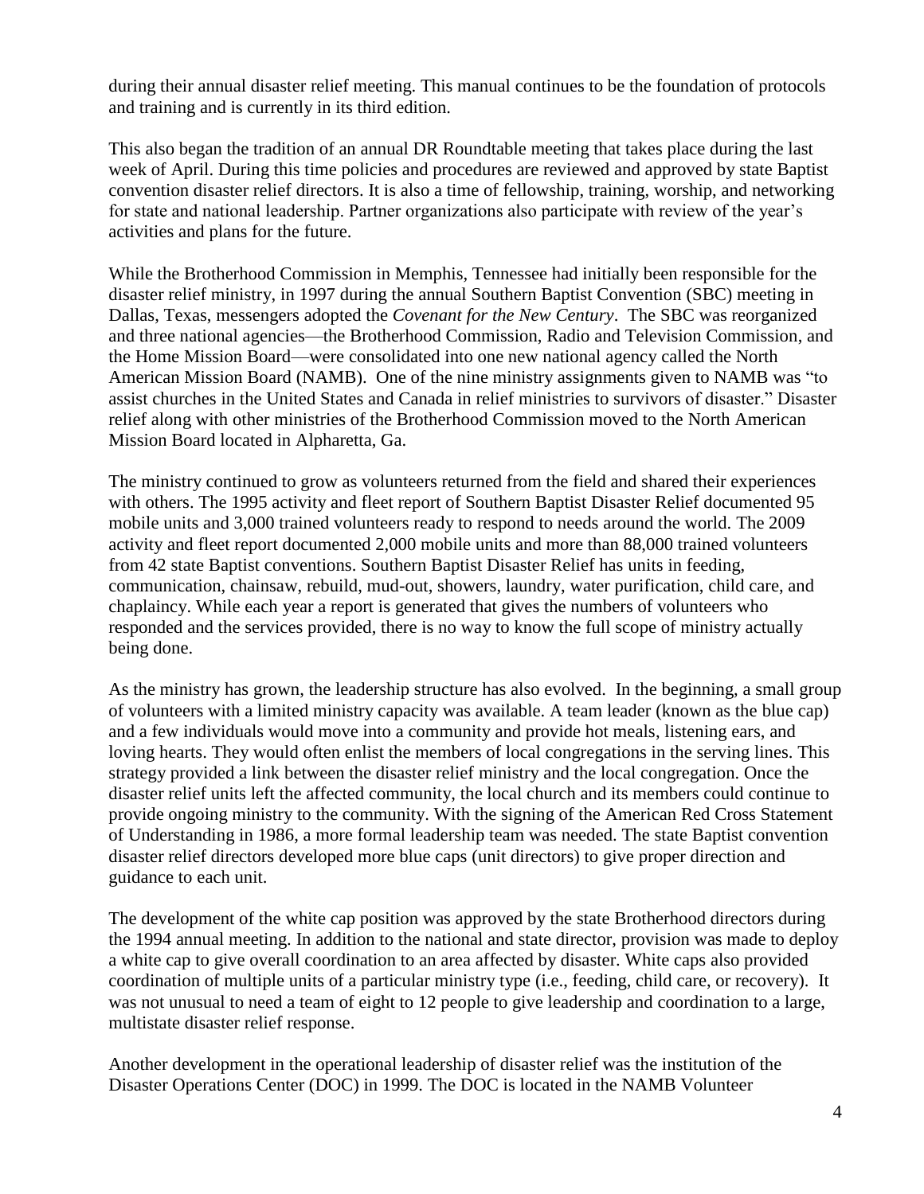during their annual disaster relief meeting. This manual continues to be the foundation of protocols and training and is currently in its third edition.

This also began the tradition of an annual DR Roundtable meeting that takes place during the last week of April. During this time policies and procedures are reviewed and approved by state Baptist convention disaster relief directors. It is also a time of fellowship, training, worship, and networking for state and national leadership. Partner organizations also participate with review of the year's activities and plans for the future.

While the Brotherhood Commission in Memphis, Tennessee had initially been responsible for the disaster relief ministry, in 1997 during the annual Southern Baptist Convention (SBC) meeting in Dallas, Texas, messengers adopted the *Covenant for the New Century*. The SBC was reorganized and three national agencies—the Brotherhood Commission, Radio and Television Commission, and the Home Mission Board—were consolidated into one new national agency called the North American Mission Board (NAMB). One of the nine ministry assignments given to NAMB was "to assist churches in the United States and Canada in relief ministries to survivors of disaster." Disaster relief along with other ministries of the Brotherhood Commission moved to the North American Mission Board located in Alpharetta, Ga.

The ministry continued to grow as volunteers returned from the field and shared their experiences with others. The 1995 activity and fleet report of Southern Baptist Disaster Relief documented 95 mobile units and 3,000 trained volunteers ready to respond to needs around the world. The 2009 activity and fleet report documented 2,000 mobile units and more than 88,000 trained volunteers from 42 state Baptist conventions. Southern Baptist Disaster Relief has units in feeding, communication, chainsaw, rebuild, mud-out, showers, laundry, water purification, child care, and chaplaincy. While each year a report is generated that gives the numbers of volunteers who responded and the services provided, there is no way to know the full scope of ministry actually being done.

As the ministry has grown, the leadership structure has also evolved. In the beginning, a small group of volunteers with a limited ministry capacity was available. A team leader (known as the blue cap) and a few individuals would move into a community and provide hot meals, listening ears, and loving hearts. They would often enlist the members of local congregations in the serving lines. This strategy provided a link between the disaster relief ministry and the local congregation. Once the disaster relief units left the affected community, the local church and its members could continue to provide ongoing ministry to the community. With the signing of the American Red Cross Statement of Understanding in 1986, a more formal leadership team was needed. The state Baptist convention disaster relief directors developed more blue caps (unit directors) to give proper direction and guidance to each unit.

The development of the white cap position was approved by the state Brotherhood directors during the 1994 annual meeting. In addition to the national and state director, provision was made to deploy a white cap to give overall coordination to an area affected by disaster. White caps also provided coordination of multiple units of a particular ministry type (i.e., feeding, child care, or recovery). It was not unusual to need a team of eight to 12 people to give leadership and coordination to a large, multistate disaster relief response.

Another development in the operational leadership of disaster relief was the institution of the Disaster Operations Center (DOC) in 1999. The DOC is located in the NAMB Volunteer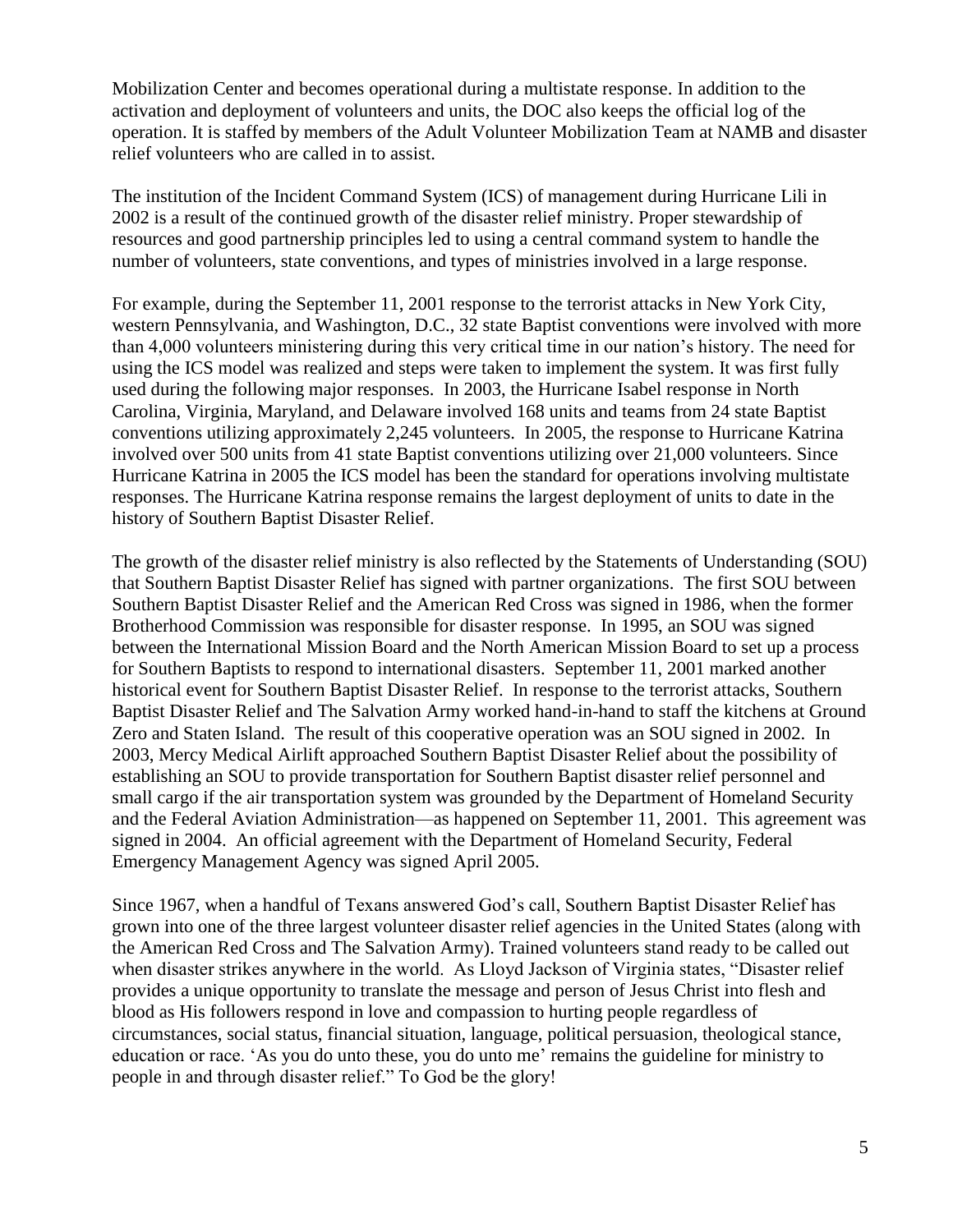Mobilization Center and becomes operational during a multistate response. In addition to the activation and deployment of volunteers and units, the DOC also keeps the official log of the operation. It is staffed by members of the Adult Volunteer Mobilization Team at NAMB and disaster relief volunteers who are called in to assist.

The institution of the Incident Command System (ICS) of management during Hurricane Lili in 2002 is a result of the continued growth of the disaster relief ministry. Proper stewardship of resources and good partnership principles led to using a central command system to handle the number of volunteers, state conventions, and types of ministries involved in a large response.

For example, during the September 11, 2001 response to the terrorist attacks in New York City, western Pennsylvania, and Washington, D.C., 32 state Baptist conventions were involved with more than 4,000 volunteers ministering during this very critical time in our nation's history. The need for using the ICS model was realized and steps were taken to implement the system. It was first fully used during the following major responses. In 2003, the Hurricane Isabel response in North Carolina, Virginia, Maryland, and Delaware involved 168 units and teams from 24 state Baptist conventions utilizing approximately 2,245 volunteers. In 2005, the response to Hurricane Katrina involved over 500 units from 41 state Baptist conventions utilizing over 21,000 volunteers. Since Hurricane Katrina in 2005 the ICS model has been the standard for operations involving multistate responses. The Hurricane Katrina response remains the largest deployment of units to date in the history of Southern Baptist Disaster Relief.

The growth of the disaster relief ministry is also reflected by the Statements of Understanding (SOU) that Southern Baptist Disaster Relief has signed with partner organizations. The first SOU between Southern Baptist Disaster Relief and the American Red Cross was signed in 1986, when the former Brotherhood Commission was responsible for disaster response. In 1995, an SOU was signed between the International Mission Board and the North American Mission Board to set up a process for Southern Baptists to respond to international disasters. September 11, 2001 marked another historical event for Southern Baptist Disaster Relief. In response to the terrorist attacks, Southern Baptist Disaster Relief and The Salvation Army worked hand-in-hand to staff the kitchens at Ground Zero and Staten Island. The result of this cooperative operation was an SOU signed in 2002. In 2003, Mercy Medical Airlift approached Southern Baptist Disaster Relief about the possibility of establishing an SOU to provide transportation for Southern Baptist disaster relief personnel and small cargo if the air transportation system was grounded by the Department of Homeland Security and the Federal Aviation Administration—as happened on September 11, 2001. This agreement was signed in 2004. An official agreement with the Department of Homeland Security, Federal Emergency Management Agency was signed April 2005.

Since 1967, when a handful of Texans answered God's call, Southern Baptist Disaster Relief has grown into one of the three largest volunteer disaster relief agencies in the United States (along with the American Red Cross and The Salvation Army). Trained volunteers stand ready to be called out when disaster strikes anywhere in the world. As Lloyd Jackson of Virginia states, "Disaster relief provides a unique opportunity to translate the message and person of Jesus Christ into flesh and blood as His followers respond in love and compassion to hurting people regardless of circumstances, social status, financial situation, language, political persuasion, theological stance, education or race. 'As you do unto these, you do unto me' remains the guideline for ministry to people in and through disaster relief." To God be the glory!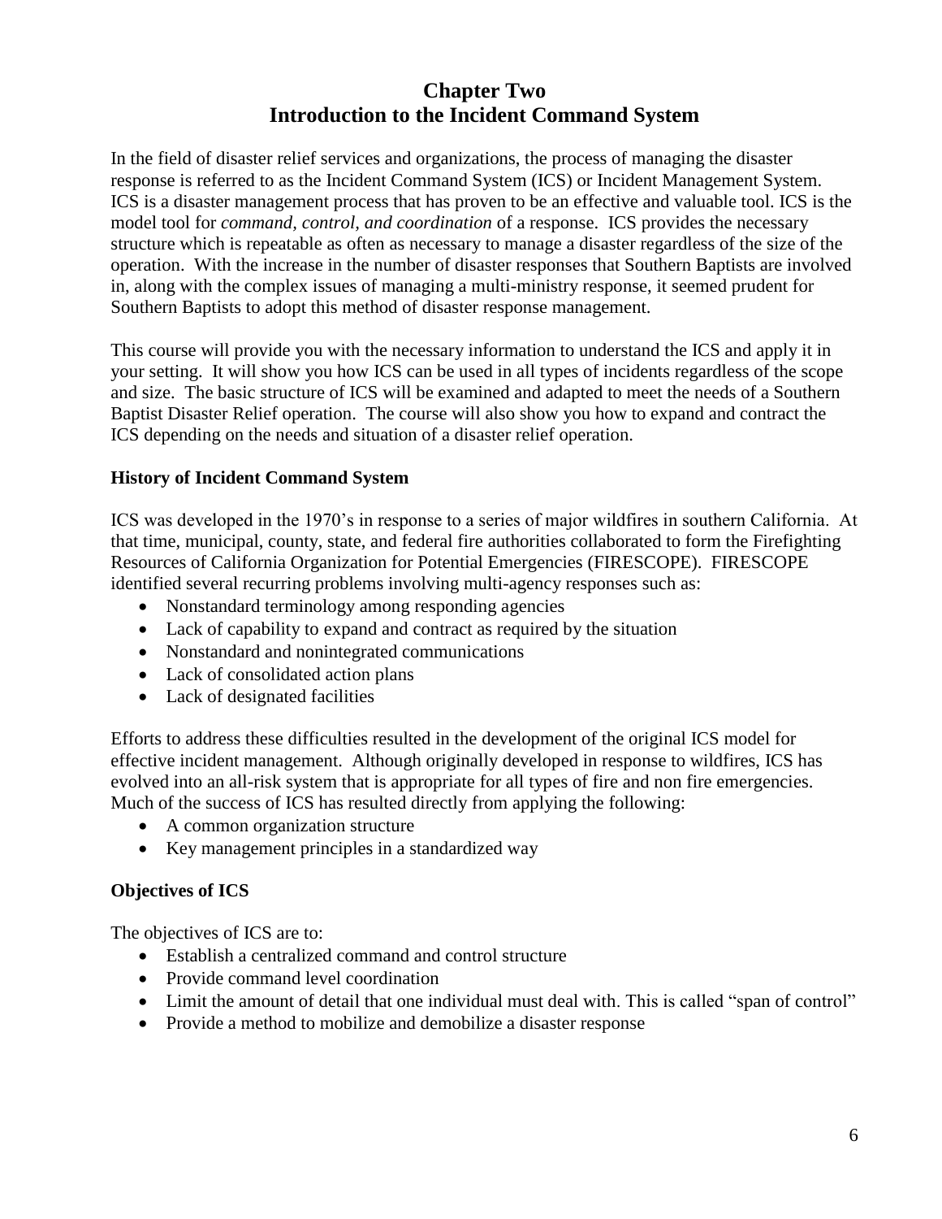# Chapter Two
# Introduction to the Incident Command System

In the field of disaster relief services and organizations, the process of managing the disaster response is referred to as the Incident Command System (ICS) or Incident Management System. ICS is a disaster management process that has proven to be an effective and valuable tool. ICS is the model tool for *command, control, and coordination* of a response. ICS provides the necessary structure which is repeatable as often as necessary to manage a disaster regardless of the size of the operation. With the increase in the number of disaster responses that Southern Baptists are involved in, along with the complex issues of managing a multi-ministry response, it seemed prudent for Southern Baptists to adopt this method of disaster response management.

This course will provide you with the necessary information to understand the ICS and apply it in your setting. It will show you how ICS can be used in all types of incidents regardless of the scope and size. The basic structure of ICS will be examined and adapted to meet the needs of a Southern Baptist Disaster Relief operation. The course will also show you how to expand and contract the ICS depending on the needs and situation of a disaster relief operation.

**History of Incident Command System**

ICS was developed in the 1970's in response to a series of major wildfires in southern California. At that time, municipal, county, state, and federal fire authorities collaborated to form the Firefighting Resources of California Organization for Potential Emergencies (FIRESCOPE). FIRESCOPE identified several recurring problems involving multi-agency responses such as:

- Nonstandard terminology among responding agencies
- Lack of capability to expand and contract as required by the situation
- Nonstandard and nonintegrated communications
- Lack of consolidated action plans
- Lack of designated facilities

Efforts to address these difficulties resulted in the development of the original ICS model for effective incident management. Although originally developed in response to wildfires, ICS has evolved into an all-risk system that is appropriate for all types of fire and non fire emergencies. Much of the success of ICS has resulted directly from applying the following:

- A common organization structure
- Key management principles in a standardized way

**Objectives of ICS**

The objectives of ICS are to:

- Establish a centralized command and control structure
- Provide command level coordination
- Limit the amount of detail that one individual must deal with. This is called "span of control"
- Provide a method to mobilize and demobilize a disaster response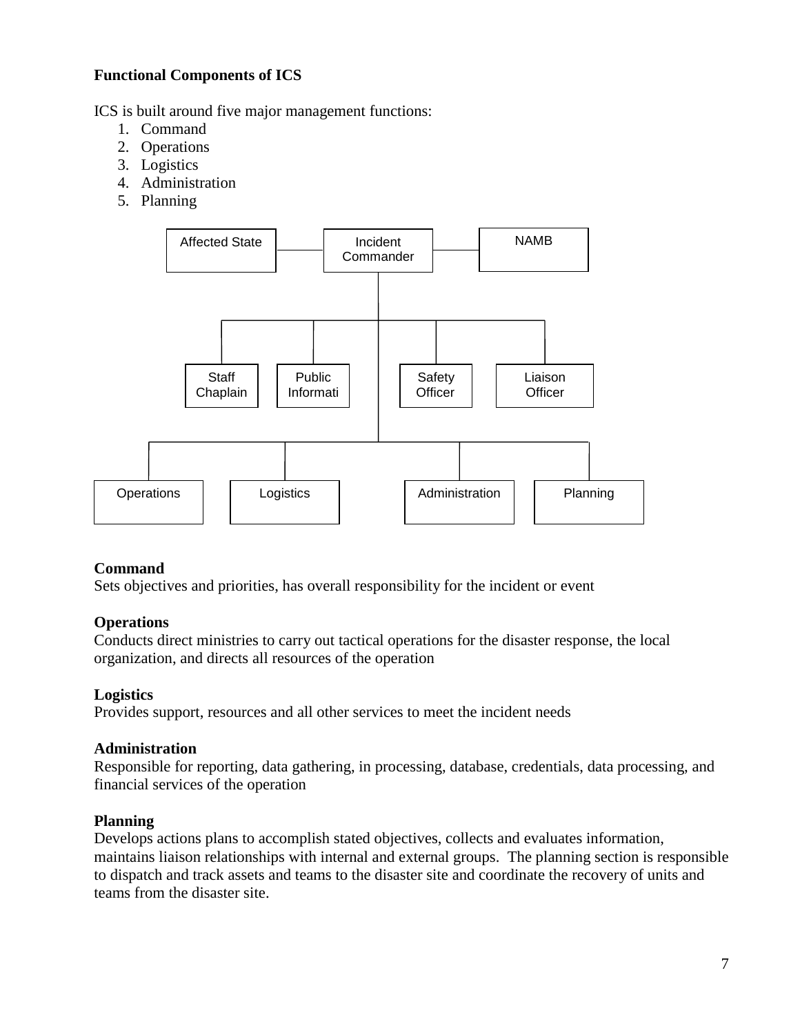**Functional Components of ICS**

ICS is built around five major management functions:

1. Command
2. Operations
3. Logistics
4. Administration
5. Planning

Affected State — Incident Commander — NAMB

Staff Chaplain | Public Informati | Safety Officer | Liaison Officer

Operations | Logistics | Administration | Planning

**Command**
Sets objectives and priorities, has overall responsibility for the incident or event

**Operations**
Conducts direct ministries to carry out tactical operations for the disaster response, the local organization, and directs all resources of the operation

**Logistics**
Provides support, resources and all other services to meet the incident needs

**Administration**
Responsible for reporting, data gathering, in processing, database, credentials, data processing, and financial services of the operation

**Planning**
Develops actions plans to accomplish stated objectives, collects and evaluates information, maintains liaison relationships with internal and external groups. The planning section is responsible to dispatch and track assets and teams to the disaster site and coordinate the recovery of units and teams from the disaster site.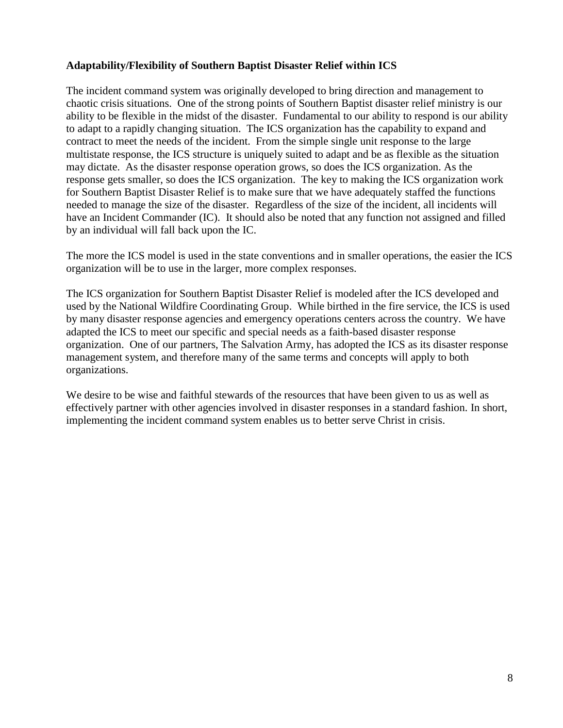**Adaptability/Flexibility of Southern Baptist Disaster Relief within ICS**

The incident command system was originally developed to bring direction and management to chaotic crisis situations. One of the strong points of Southern Baptist disaster relief ministry is our ability to be flexible in the midst of the disaster. Fundamental to our ability to respond is our ability to adapt to a rapidly changing situation. The ICS organization has the capability to expand and contract to meet the needs of the incident. From the simple single unit response to the large multistate response, the ICS structure is uniquely suited to adapt and be as flexible as the situation may dictate. As the disaster response operation grows, so does the ICS organization. As the response gets smaller, so does the ICS organization. The key to making the ICS organization work for Southern Baptist Disaster Relief is to make sure that we have adequately staffed the functions needed to manage the size of the disaster. Regardless of the size of the incident, all incidents will have an Incident Commander (IC). It should also be noted that any function not assigned and filled by an individual will fall back upon the IC.

The more the ICS model is used in the state conventions and in smaller operations, the easier the ICS organization will be to use in the larger, more complex responses.

The ICS organization for Southern Baptist Disaster Relief is modeled after the ICS developed and used by the National Wildfire Coordinating Group. While birthed in the fire service, the ICS is used by many disaster response agencies and emergency operations centers across the country. We have adapted the ICS to meet our specific and special needs as a faith-based disaster response organization. One of our partners, The Salvation Army, has adopted the ICS as its disaster response management system, and therefore many of the same terms and concepts will apply to both organizations.

We desire to be wise and faithful stewards of the resources that have been given to us as well as effectively partner with other agencies involved in disaster responses in a standard fashion. In short, implementing the incident command system enables us to better serve Christ in crisis.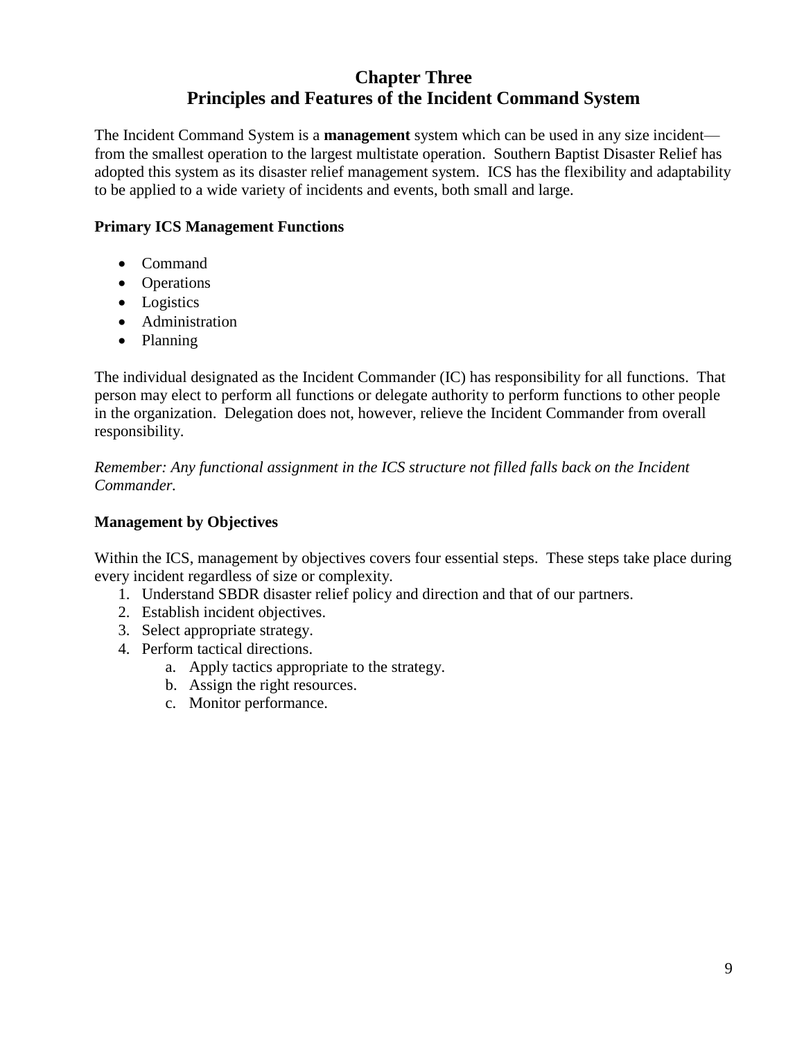# Chapter Three
# Principles and Features of the Incident Command System

The Incident Command System is a **management** system which can be used in any size incident—from the smallest operation to the largest multistate operation. Southern Baptist Disaster Relief has adopted this system as its disaster relief management system. ICS has the flexibility and adaptability to be applied to a wide variety of incidents and events, both small and large.

**Primary ICS Management Functions**

- Command
- Operations
- Logistics
- Administration
- Planning

The individual designated as the Incident Commander (IC) has responsibility for all functions. That person may elect to perform all functions or delegate authority to perform functions to other people in the organization. Delegation does not, however, relieve the Incident Commander from overall responsibility.

*Remember: Any functional assignment in the ICS structure not filled falls back on the Incident Commander.*

**Management by Objectives**

Within the ICS, management by objectives covers four essential steps. These steps take place during every incident regardless of size or complexity.

1. Understand SBDR disaster relief policy and direction and that of our partners.
2. Establish incident objectives.
3. Select appropriate strategy.
4. Perform tactical directions.
   a. Apply tactics appropriate to the strategy.
   b. Assign the right resources.
   c. Monitor performance.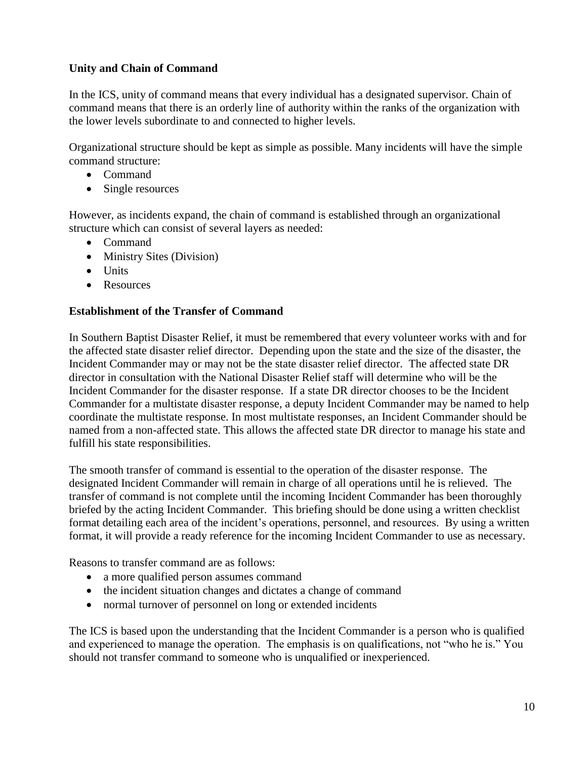**Unity and Chain of Command**

In the ICS, unity of command means that every individual has a designated supervisor. Chain of command means that there is an orderly line of authority within the ranks of the organization with the lower levels subordinate to and connected to higher levels.

Organizational structure should be kept as simple as possible. Many incidents will have the simple command structure:

- Command
- Single resources

However, as incidents expand, the chain of command is established through an organizational structure which can consist of several layers as needed:

- Command
- Ministry Sites (Division)
- Units
- Resources

**Establishment of the Transfer of Command**

In Southern Baptist Disaster Relief, it must be remembered that every volunteer works with and for the affected state disaster relief director. Depending upon the state and the size of the disaster, the Incident Commander may or may not be the state disaster relief director. The affected state DR director in consultation with the National Disaster Relief staff will determine who will be the Incident Commander for the disaster response. If a state DR director chooses to be the Incident Commander for a multistate disaster response, a deputy Incident Commander may be named to help coordinate the multistate response. In most multistate responses, an Incident Commander should be named from a non-affected state. This allows the affected state DR director to manage his state and fulfill his state responsibilities.

The smooth transfer of command is essential to the operation of the disaster response. The designated Incident Commander will remain in charge of all operations until he is relieved. The transfer of command is not complete until the incoming Incident Commander has been thoroughly briefed by the acting Incident Commander. This briefing should be done using a written checklist format detailing each area of the incident's operations, personnel, and resources. By using a written format, it will provide a ready reference for the incoming Incident Commander to use as necessary.

Reasons to transfer command are as follows:

- a more qualified person assumes command
- the incident situation changes and dictates a change of command
- normal turnover of personnel on long or extended incidents

The ICS is based upon the understanding that the Incident Commander is a person who is qualified and experienced to manage the operation. The emphasis is on qualifications, not "who he is." You should not transfer command to someone who is unqualified or inexperienced.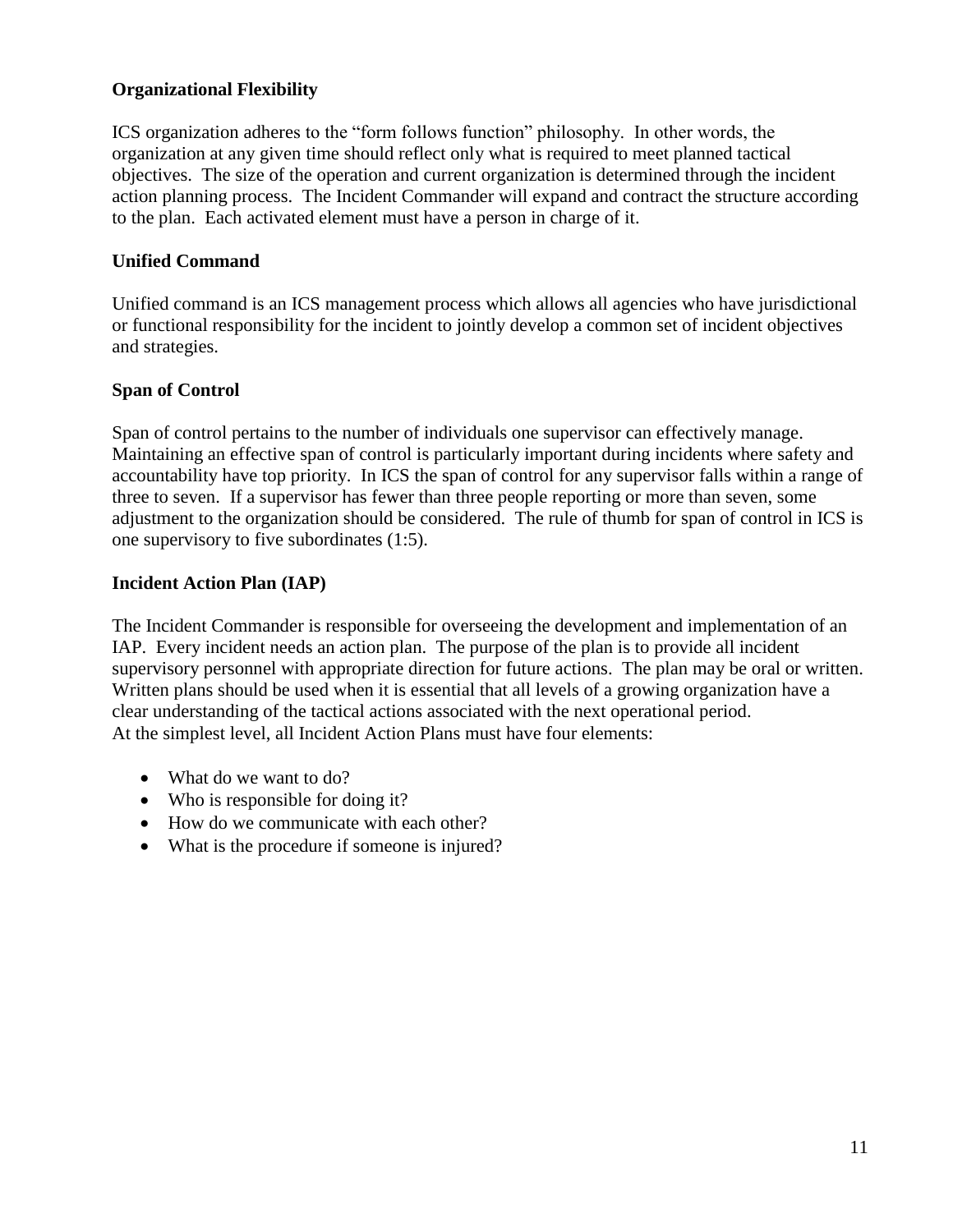**Organizational Flexibility**

ICS organization adheres to the "form follows function" philosophy. In other words, the organization at any given time should reflect only what is required to meet planned tactical objectives. The size of the operation and current organization is determined through the incident action planning process. The Incident Commander will expand and contract the structure according to the plan. Each activated element must have a person in charge of it.

**Unified Command**

Unified command is an ICS management process which allows all agencies who have jurisdictional or functional responsibility for the incident to jointly develop a common set of incident objectives and strategies.

**Span of Control**

Span of control pertains to the number of individuals one supervisor can effectively manage. Maintaining an effective span of control is particularly important during incidents where safety and accountability have top priority. In ICS the span of control for any supervisor falls within a range of three to seven. If a supervisor has fewer than three people reporting or more than seven, some adjustment to the organization should be considered. The rule of thumb for span of control in ICS is one supervisory to five subordinates (1:5).

**Incident Action Plan (IAP)**

The Incident Commander is responsible for overseeing the development and implementation of an IAP. Every incident needs an action plan. The purpose of the plan is to provide all incident supervisory personnel with appropriate direction for future actions. The plan may be oral or written. Written plans should be used when it is essential that all levels of a growing organization have a clear understanding of the tactical actions associated with the next operational period.
At the simplest level, all Incident Action Plans must have four elements:

- What do we want to do?
- Who is responsible for doing it?
- How do we communicate with each other?
- What is the procedure if someone is injured?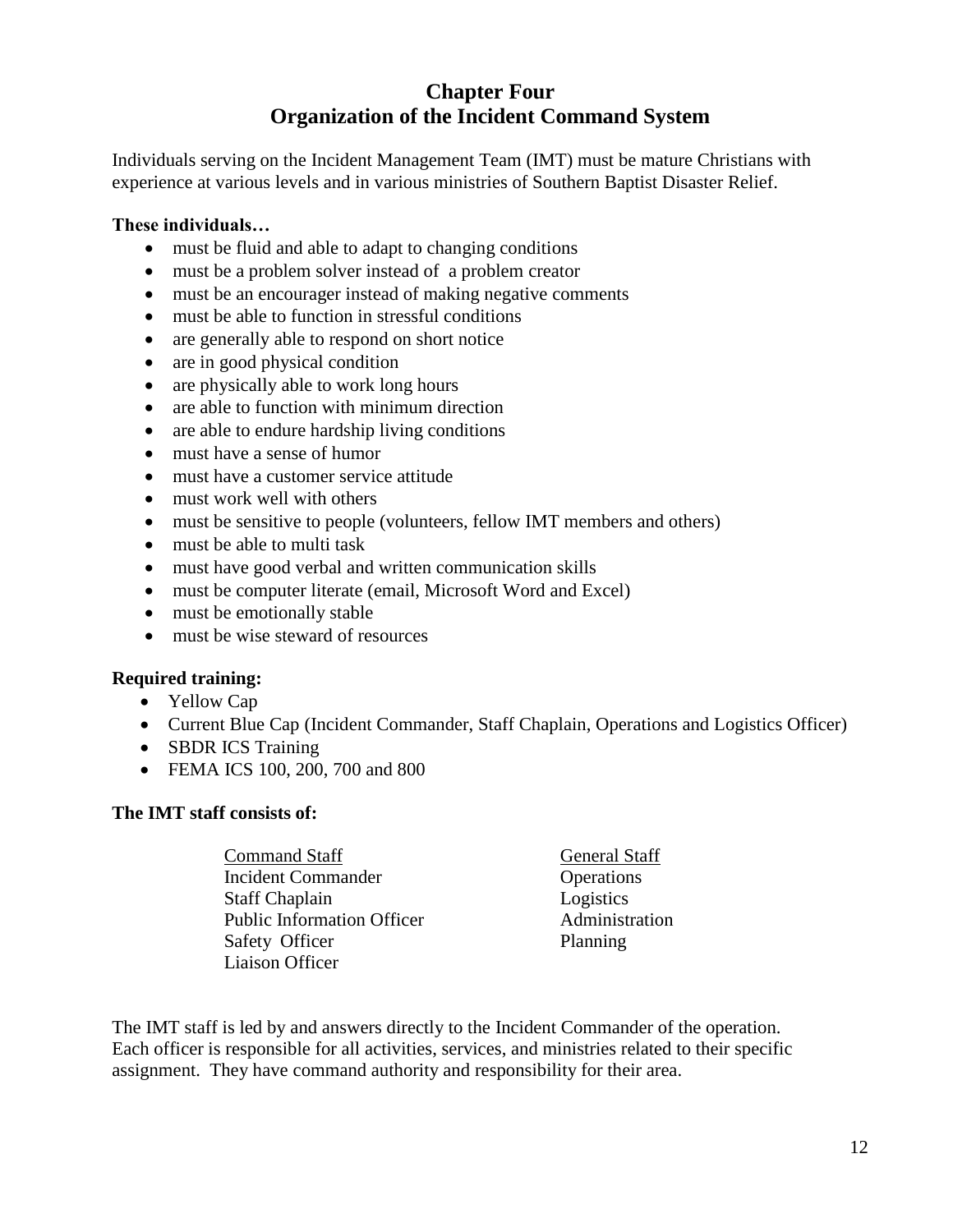# Chapter Four
# Organization of the Incident Command System

Individuals serving on the Incident Management Team (IMT) must be mature Christians with experience at various levels and in various ministries of Southern Baptist Disaster Relief.

**These individuals…**

- must be fluid and able to adapt to changing conditions
- must be a problem solver instead of a problem creator
- must be an encourager instead of making negative comments
- must be able to function in stressful conditions
- are generally able to respond on short notice
- are in good physical condition
- are physically able to work long hours
- are able to function with minimum direction
- are able to endure hardship living conditions
- must have a sense of humor
- must have a customer service attitude
- must work well with others
- must be sensitive to people (volunteers, fellow IMT members and others)
- must be able to multi task
- must have good verbal and written communication skills
- must be computer literate (email, Microsoft Word and Excel)
- must be emotionally stable
- must be wise steward of resources

**Required training:**

- Yellow Cap
- Current Blue Cap (Incident Commander, Staff Chaplain, Operations and Logistics Officer)
- SBDR ICS Training
- FEMA ICS 100, 200, 700 and 800

**The IMT staff consists of:**

| Command Staff | General Staff |
|---|---|
| Incident Commander | Operations |
| Staff Chaplain | Logistics |
| Public Information Officer | Administration |
| Safety Officer | Planning |
| Liaison Officer | |

The IMT staff is led by and answers directly to the Incident Commander of the operation. Each officer is responsible for all activities, services, and ministries related to their specific assignment. They have command authority and responsibility for their area.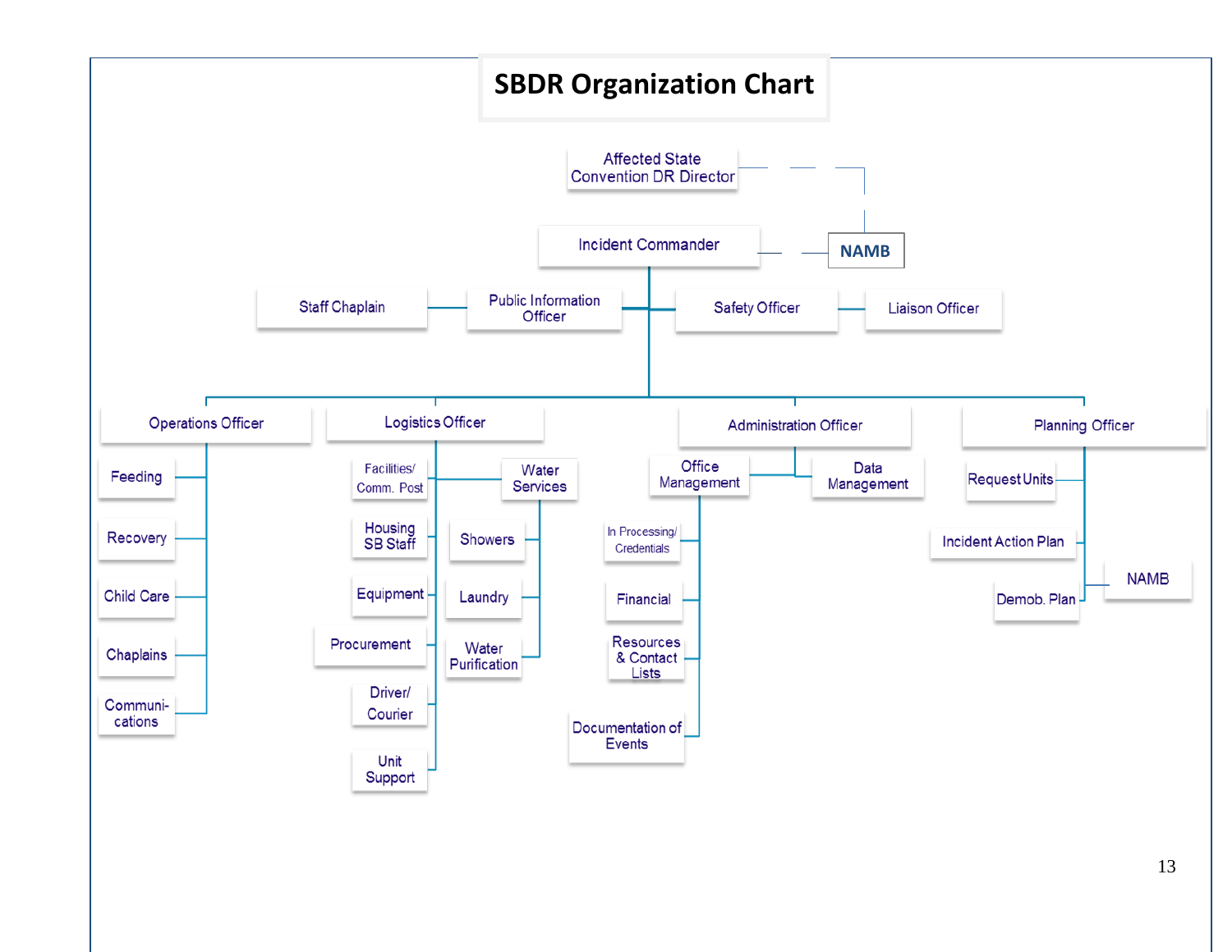# SBDR Organization Chart

- Affected State Convention DR Director
  - NAMB
- Incident Commander — NAMB
  - Public Information Officer
    - Staff Chaplain
  - Safety Officer
    - Liaison Officer
  - Operations Officer
    - Feeding
    - Recovery
    - Child Care
    - Chaplains
    - Communi-cations
  - Logistics Officer
    - Facilities/ Comm. Post
    - Housing SB Staff
    - Equipment
    - Procurement
    - Driver/ Courier
    - Unit Support
    - Water Services
      - Showers
      - Laundry
      - Water Purification
  - Administration Officer
    - Office Management
      - In Processing/ Credentials
      - Financial
      - Resources & Contact Lists
      - Documentation of Events
    - Data Management
  - Planning Officer
    - Request Units
    - Incident Action Plan
    - Demob. Plan
    - NAMB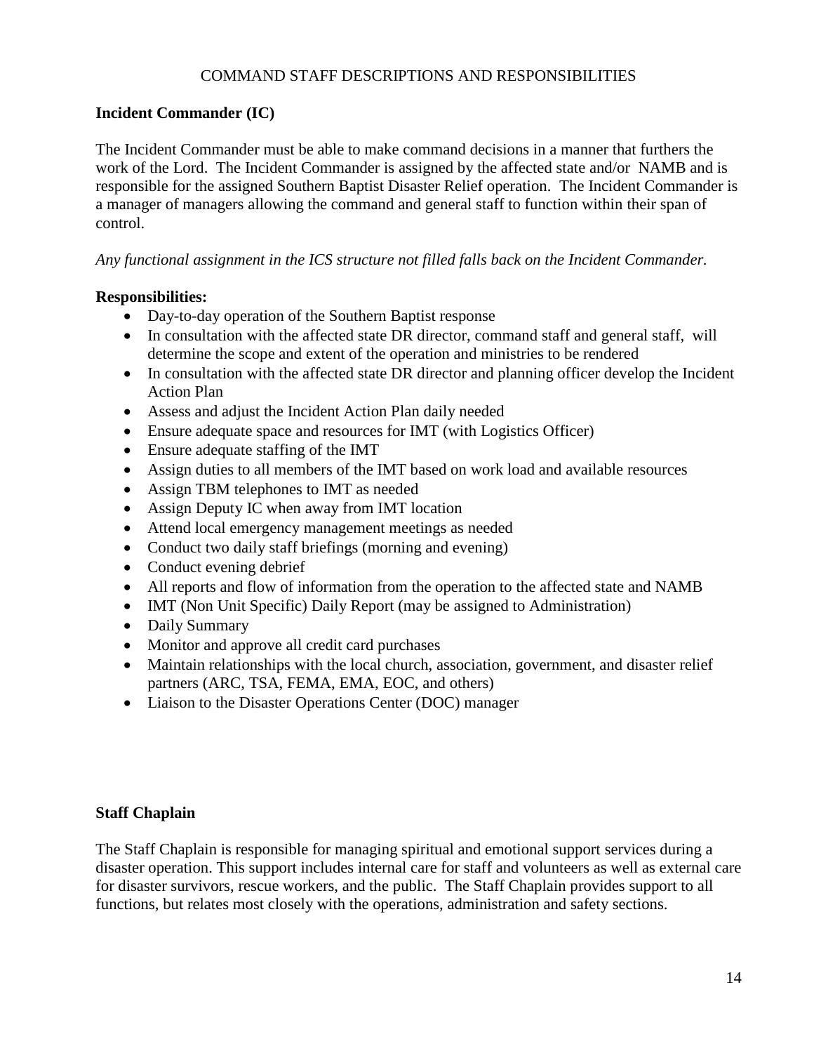# COMMAND STAFF DESCRIPTIONS AND RESPONSIBILITIES

**Incident Commander (IC)**

The Incident Commander must be able to make command decisions in a manner that furthers the work of the Lord. The Incident Commander is assigned by the affected state and/or NAMB and is responsible for the assigned Southern Baptist Disaster Relief operation. The Incident Commander is a manager of managers allowing the command and general staff to function within their span of control.

*Any functional assignment in the ICS structure not filled falls back on the Incident Commander.*

**Responsibilities:**

- Day-to-day operation of the Southern Baptist response
- In consultation with the affected state DR director, command staff and general staff, will determine the scope and extent of the operation and ministries to be rendered
- In consultation with the affected state DR director and planning officer develop the Incident Action Plan
- Assess and adjust the Incident Action Plan daily needed
- Ensure adequate space and resources for IMT (with Logistics Officer)
- Ensure adequate staffing of the IMT
- Assign duties to all members of the IMT based on work load and available resources
- Assign TBM telephones to IMT as needed
- Assign Deputy IC when away from IMT location
- Attend local emergency management meetings as needed
- Conduct two daily staff briefings (morning and evening)
- Conduct evening debrief
- All reports and flow of information from the operation to the affected state and NAMB
- IMT (Non Unit Specific) Daily Report (may be assigned to Administration)
- Daily Summary
- Monitor and approve all credit card purchases
- Maintain relationships with the local church, association, government, and disaster relief partners (ARC, TSA, FEMA, EMA, EOC, and others)
- Liaison to the Disaster Operations Center (DOC) manager

**Staff Chaplain**

The Staff Chaplain is responsible for managing spiritual and emotional support services during a disaster operation. This support includes internal care for staff and volunteers as well as external care for disaster survivors, rescue workers, and the public. The Staff Chaplain provides support to all functions, but relates most closely with the operations, administration and safety sections.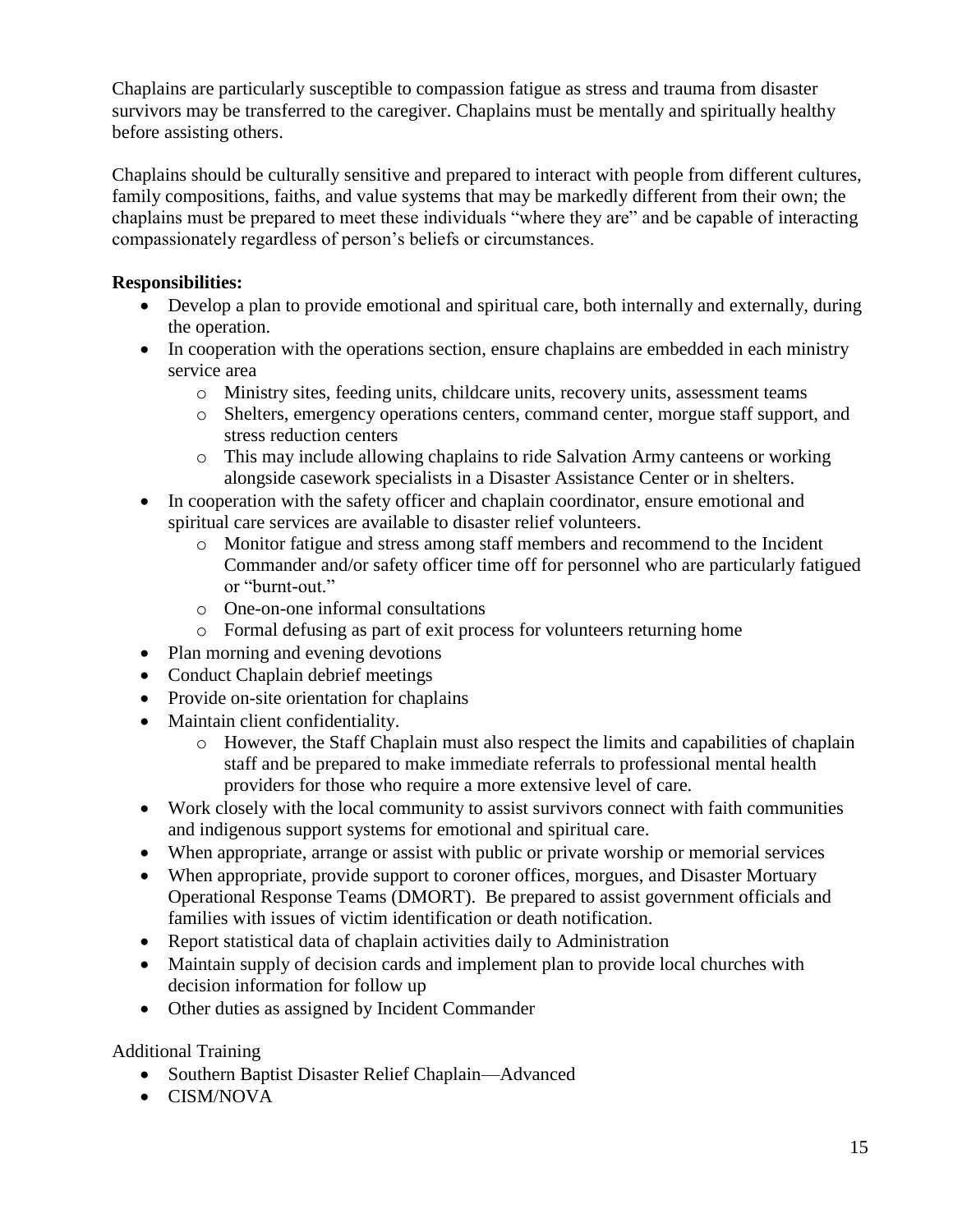Chaplains are particularly susceptible to compassion fatigue as stress and trauma from disaster survivors may be transferred to the caregiver. Chaplains must be mentally and spiritually healthy before assisting others.

Chaplains should be culturally sensitive and prepared to interact with people from different cultures, family compositions, faiths, and value systems that may be markedly different from their own; the chaplains must be prepared to meet these individuals "where they are" and be capable of interacting compassionately regardless of person's beliefs or circumstances.

**Responsibilities:**

- Develop a plan to provide emotional and spiritual care, both internally and externally, during the operation.
- In cooperation with the operations section, ensure chaplains are embedded in each ministry service area
  - Ministry sites, feeding units, childcare units, recovery units, assessment teams
  - Shelters, emergency operations centers, command center, morgue staff support, and stress reduction centers
  - This may include allowing chaplains to ride Salvation Army canteens or working alongside casework specialists in a Disaster Assistance Center or in shelters.
- In cooperation with the safety officer and chaplain coordinator, ensure emotional and spiritual care services are available to disaster relief volunteers.
  - Monitor fatigue and stress among staff members and recommend to the Incident Commander and/or safety officer time off for personnel who are particularly fatigued or "burnt-out."
  - One-on-one informal consultations
  - Formal defusing as part of exit process for volunteers returning home
- Plan morning and evening devotions
- Conduct Chaplain debrief meetings
- Provide on-site orientation for chaplains
- Maintain client confidentiality.
  - However, the Staff Chaplain must also respect the limits and capabilities of chaplain staff and be prepared to make immediate referrals to professional mental health providers for those who require a more extensive level of care.
- Work closely with the local community to assist survivors connect with faith communities and indigenous support systems for emotional and spiritual care.
- When appropriate, arrange or assist with public or private worship or memorial services
- When appropriate, provide support to coroner offices, morgues, and Disaster Mortuary Operational Response Teams (DMORT). Be prepared to assist government officials and families with issues of victim identification or death notification.
- Report statistical data of chaplain activities daily to Administration
- Maintain supply of decision cards and implement plan to provide local churches with decision information for follow up
- Other duties as assigned by Incident Commander

Additional Training

- Southern Baptist Disaster Relief Chaplain—Advanced
- CISM/NOVA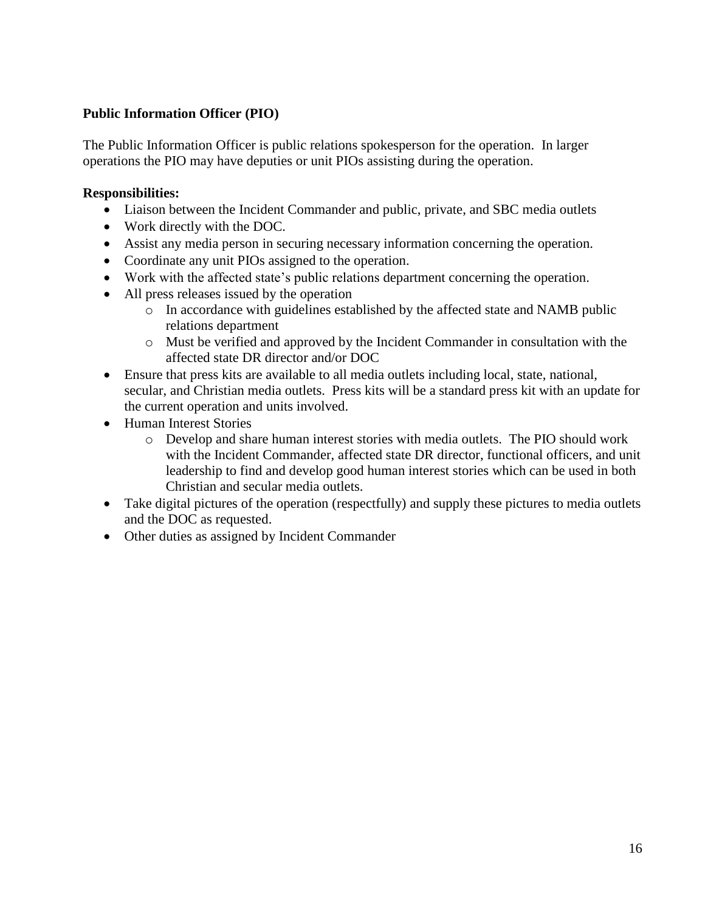**Public Information Officer (PIO)**

The Public Information Officer is public relations spokesperson for the operation. In larger operations the PIO may have deputies or unit PIOs assisting during the operation.

**Responsibilities:**

- Liaison between the Incident Commander and public, private, and SBC media outlets
- Work directly with the DOC.
- Assist any media person in securing necessary information concerning the operation.
- Coordinate any unit PIOs assigned to the operation.
- Work with the affected state's public relations department concerning the operation.
- All press releases issued by the operation
  - In accordance with guidelines established by the affected state and NAMB public relations department
  - Must be verified and approved by the Incident Commander in consultation with the affected state DR director and/or DOC
- Ensure that press kits are available to all media outlets including local, state, national, secular, and Christian media outlets. Press kits will be a standard press kit with an update for the current operation and units involved.
- Human Interest Stories
  - Develop and share human interest stories with media outlets. The PIO should work with the Incident Commander, affected state DR director, functional officers, and unit leadership to find and develop good human interest stories which can be used in both Christian and secular media outlets.
- Take digital pictures of the operation (respectfully) and supply these pictures to media outlets and the DOC as requested.
- Other duties as assigned by Incident Commander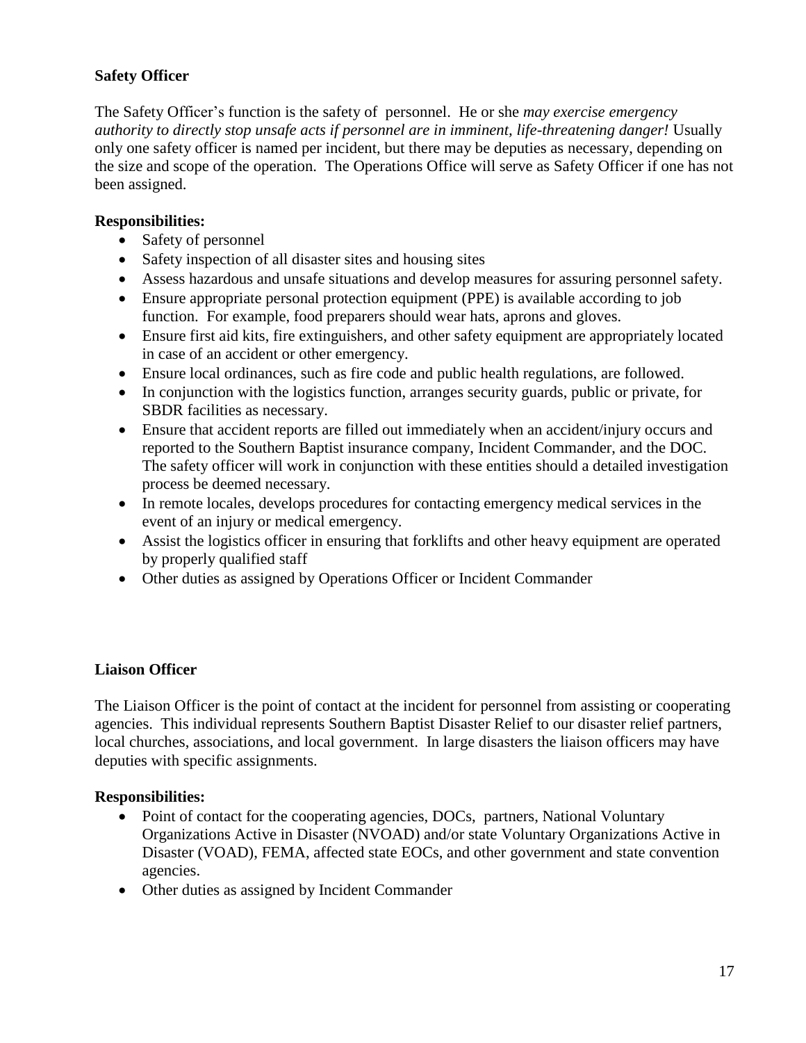**Safety Officer**

The Safety Officer's function is the safety of personnel. He or she *may exercise emergency authority to directly stop unsafe acts if personnel are in imminent, life-threatening danger!* Usually only one safety officer is named per incident, but there may be deputies as necessary, depending on the size and scope of the operation. The Operations Office will serve as Safety Officer if one has not been assigned.

**Responsibilities:**

- Safety of personnel
- Safety inspection of all disaster sites and housing sites
- Assess hazardous and unsafe situations and develop measures for assuring personnel safety.
- Ensure appropriate personal protection equipment (PPE) is available according to job function. For example, food preparers should wear hats, aprons and gloves.
- Ensure first aid kits, fire extinguishers, and other safety equipment are appropriately located in case of an accident or other emergency.
- Ensure local ordinances, such as fire code and public health regulations, are followed.
- In conjunction with the logistics function, arranges security guards, public or private, for SBDR facilities as necessary.
- Ensure that accident reports are filled out immediately when an accident/injury occurs and reported to the Southern Baptist insurance company, Incident Commander, and the DOC. The safety officer will work in conjunction with these entities should a detailed investigation process be deemed necessary.
- In remote locales, develops procedures for contacting emergency medical services in the event of an injury or medical emergency.
- Assist the logistics officer in ensuring that forklifts and other heavy equipment are operated by properly qualified staff
- Other duties as assigned by Operations Officer or Incident Commander

**Liaison Officer**

The Liaison Officer is the point of contact at the incident for personnel from assisting or cooperating agencies. This individual represents Southern Baptist Disaster Relief to our disaster relief partners, local churches, associations, and local government. In large disasters the liaison officers may have deputies with specific assignments.

**Responsibilities:**

- Point of contact for the cooperating agencies, DOCs, partners, National Voluntary Organizations Active in Disaster (NVOAD) and/or state Voluntary Organizations Active in Disaster (VOAD), FEMA, affected state EOCs, and other government and state convention agencies.
- Other duties as assigned by Incident Commander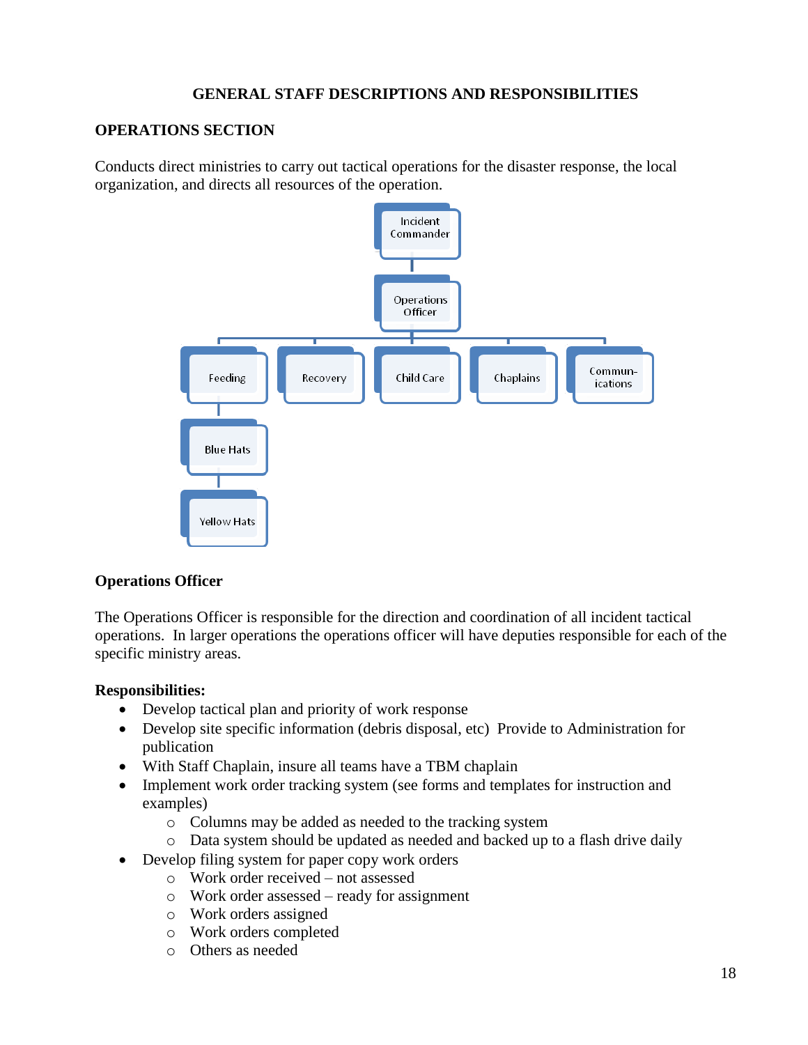## GENERAL STAFF DESCRIPTIONS AND RESPONSIBILITIES

### OPERATIONS SECTION

Conducts direct ministries to carry out tactical operations for the disaster response, the local organization, and directs all resources of the operation.

- Incident Commander
  - Operations Officer
    - Feeding
      - Blue Hats
        - Yellow Hats
    - Recovery
    - Child Care
    - Chaplains
    - Commun-ications

### Operations Officer

The Operations Officer is responsible for the direction and coordination of all incident tactical operations. In larger operations the operations officer will have deputies responsible for each of the specific ministry areas.

**Responsibilities:**

- Develop tactical plan and priority of work response
- Develop site specific information (debris disposal, etc) Provide to Administration for publication
- With Staff Chaplain, insure all teams have a TBM chaplain
- Implement work order tracking system (see forms and templates for instruction and examples)
  - Columns may be added as needed to the tracking system
  - Data system should be updated as needed and backed up to a flash drive daily
- Develop filing system for paper copy work orders
  - Work order received – not assessed
  - Work order assessed – ready for assignment
  - Work orders assigned
  - Work orders completed
  - Others as needed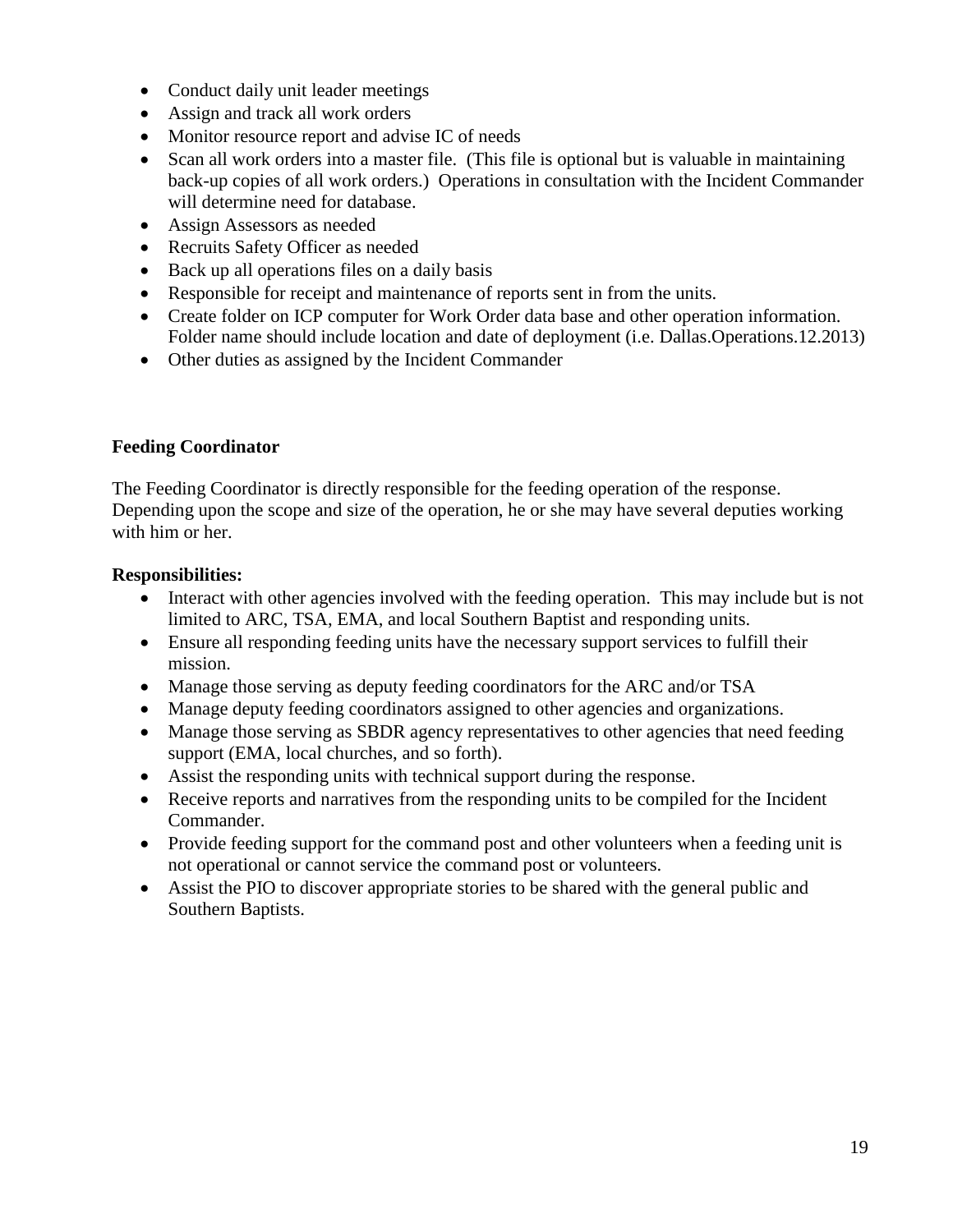- Conduct daily unit leader meetings
- Assign and track all work orders
- Monitor resource report and advise IC of needs
- Scan all work orders into a master file. (This file is optional but is valuable in maintaining back-up copies of all work orders.) Operations in consultation with the Incident Commander will determine need for database.
- Assign Assessors as needed
- Recruits Safety Officer as needed
- Back up all operations files on a daily basis
- Responsible for receipt and maintenance of reports sent in from the units.
- Create folder on ICP computer for Work Order data base and other operation information. Folder name should include location and date of deployment (i.e. Dallas.Operations.12.2013)
- Other duties as assigned by the Incident Commander

**Feeding Coordinator**

The Feeding Coordinator is directly responsible for the feeding operation of the response. Depending upon the scope and size of the operation, he or she may have several deputies working with him or her.

**Responsibilities:**

- Interact with other agencies involved with the feeding operation. This may include but is not limited to ARC, TSA, EMA, and local Southern Baptist and responding units.
- Ensure all responding feeding units have the necessary support services to fulfill their mission.
- Manage those serving as deputy feeding coordinators for the ARC and/or TSA
- Manage deputy feeding coordinators assigned to other agencies and organizations.
- Manage those serving as SBDR agency representatives to other agencies that need feeding support (EMA, local churches, and so forth).
- Assist the responding units with technical support during the response.
- Receive reports and narratives from the responding units to be compiled for the Incident Commander.
- Provide feeding support for the command post and other volunteers when a feeding unit is not operational or cannot service the command post or volunteers.
- Assist the PIO to discover appropriate stories to be shared with the general public and Southern Baptists.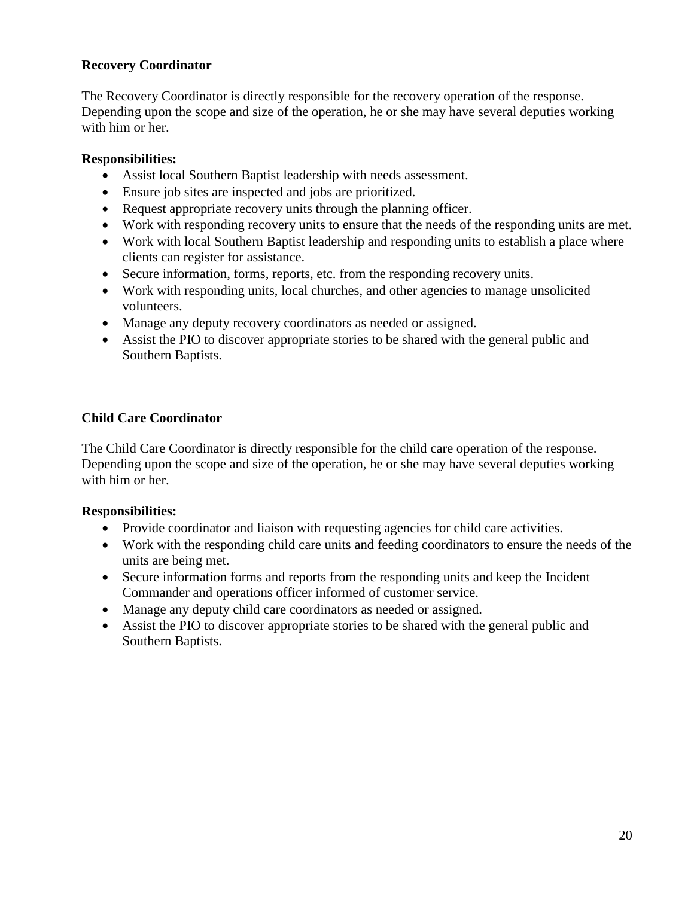**Recovery Coordinator**

The Recovery Coordinator is directly responsible for the recovery operation of the response. Depending upon the scope and size of the operation, he or she may have several deputies working with him or her.

**Responsibilities:**

- Assist local Southern Baptist leadership with needs assessment.
- Ensure job sites are inspected and jobs are prioritized.
- Request appropriate recovery units through the planning officer.
- Work with responding recovery units to ensure that the needs of the responding units are met.
- Work with local Southern Baptist leadership and responding units to establish a place where clients can register for assistance.
- Secure information, forms, reports, etc. from the responding recovery units.
- Work with responding units, local churches, and other agencies to manage unsolicited volunteers.
- Manage any deputy recovery coordinators as needed or assigned.
- Assist the PIO to discover appropriate stories to be shared with the general public and Southern Baptists.

**Child Care Coordinator**

The Child Care Coordinator is directly responsible for the child care operation of the response. Depending upon the scope and size of the operation, he or she may have several deputies working with him or her.

**Responsibilities:**

- Provide coordinator and liaison with requesting agencies for child care activities.
- Work with the responding child care units and feeding coordinators to ensure the needs of the units are being met.
- Secure information forms and reports from the responding units and keep the Incident Commander and operations officer informed of customer service.
- Manage any deputy child care coordinators as needed or assigned.
- Assist the PIO to discover appropriate stories to be shared with the general public and Southern Baptists.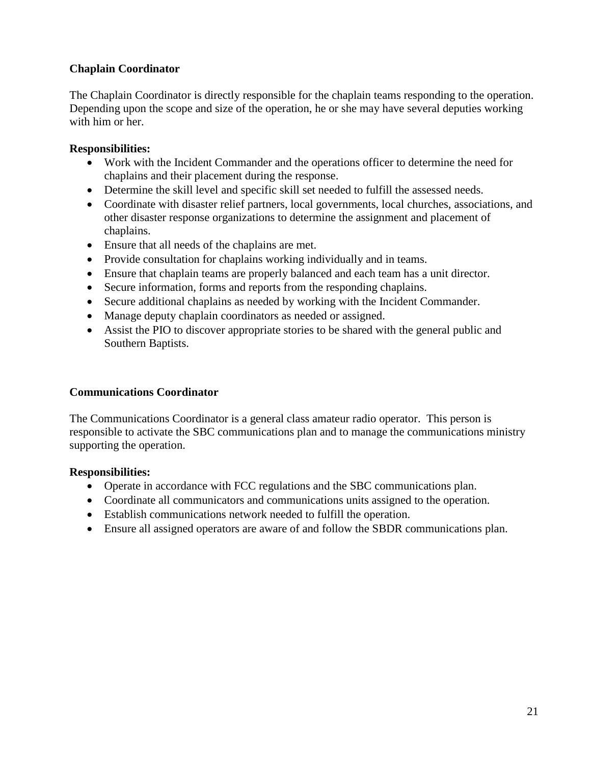### Chaplain Coordinator

The Chaplain Coordinator is directly responsible for the chaplain teams responding to the operation. Depending upon the scope and size of the operation, he or she may have several deputies working with him or her.

**Responsibilities:**

- Work with the Incident Commander and the operations officer to determine the need for chaplains and their placement during the response.
- Determine the skill level and specific skill set needed to fulfill the assessed needs.
- Coordinate with disaster relief partners, local governments, local churches, associations, and other disaster response organizations to determine the assignment and placement of chaplains.
- Ensure that all needs of the chaplains are met.
- Provide consultation for chaplains working individually and in teams.
- Ensure that chaplain teams are properly balanced and each team has a unit director.
- Secure information, forms and reports from the responding chaplains.
- Secure additional chaplains as needed by working with the Incident Commander.
- Manage deputy chaplain coordinators as needed or assigned.
- Assist the PIO to discover appropriate stories to be shared with the general public and Southern Baptists.

### Communications Coordinator

The Communications Coordinator is a general class amateur radio operator. This person is responsible to activate the SBC communications plan and to manage the communications ministry supporting the operation.

**Responsibilities:**

- Operate in accordance with FCC regulations and the SBC communications plan.
- Coordinate all communicators and communications units assigned to the operation.
- Establish communications network needed to fulfill the operation.
- Ensure all assigned operators are aware of and follow the SBDR communications plan.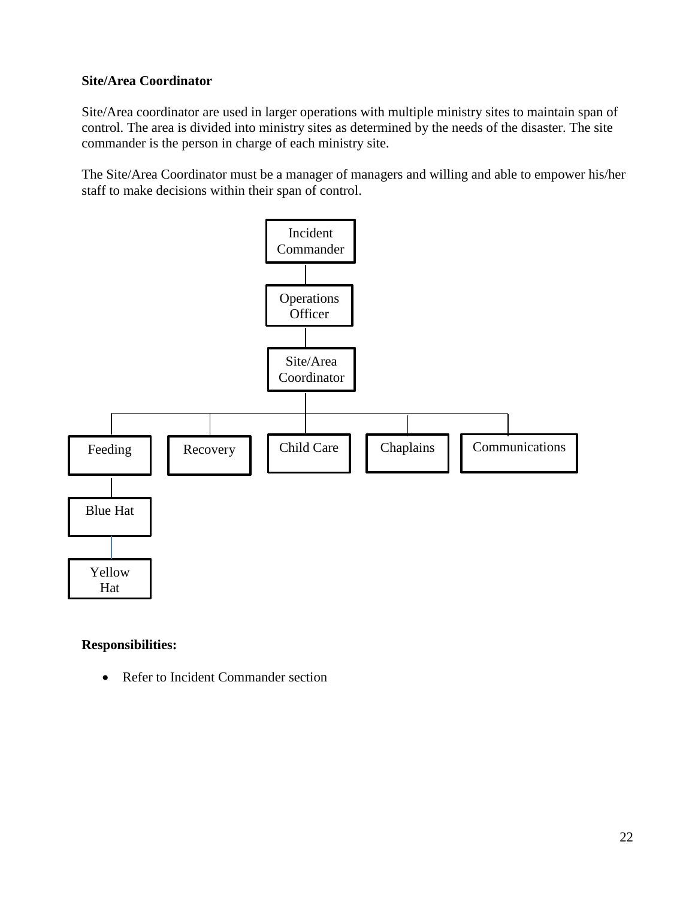**Site/Area Coordinator**

Site/Area coordinator are used in larger operations with multiple ministry sites to maintain span of control. The area is divided into ministry sites as determined by the needs of the disaster. The site commander is the person in charge of each ministry site.

The Site/Area Coordinator must be a manager of managers and willing and able to empower his/her staff to make decisions within their span of control.

Incident Commander

Operations Officer

Site/Area Coordinator

Feeding

Recovery

Child Care

Chaplains

Communications

Blue Hat

Yellow Hat

**Responsibilities:**

- Refer to Incident Commander section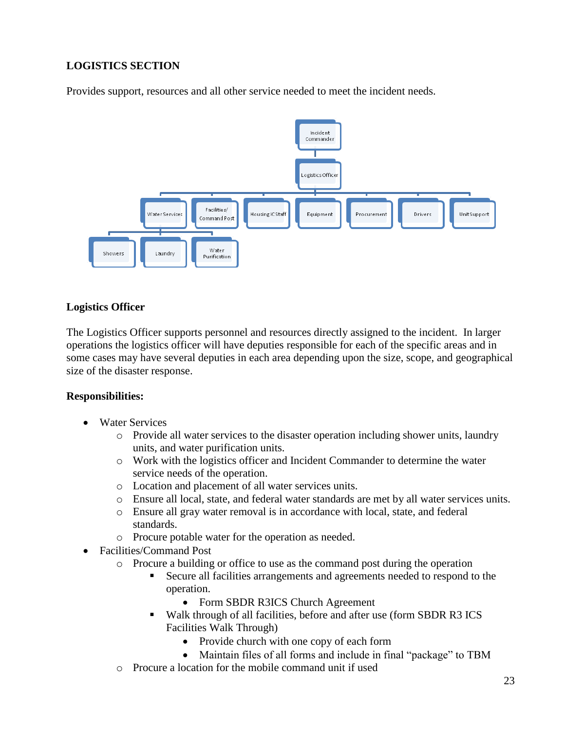**LOGISTICS SECTION**

Provides support, resources and all other service needed to meet the incident needs.

**Logistics Officer**

The Logistics Officer supports personnel and resources directly assigned to the incident. In larger operations the logistics officer will have deputies responsible for each of the specific areas and in some cases may have several deputies in each area depending upon the size, scope, and geographical size of the disaster response.

**Responsibilities:**

- Water Services
  - Provide all water services to the disaster operation including shower units, laundry units, and water purification units.
  - Work with the logistics officer and Incident Commander to determine the water service needs of the operation.
  - Location and placement of all water services units.
  - Ensure all local, state, and federal water standards are met by all water services units.
  - Ensure all gray water removal is in accordance with local, state, and federal standards.
  - Procure potable water for the operation as needed.
- Facilities/Command Post
  - Procure a building or office to use as the command post during the operation
    - Secure all facilities arrangements and agreements needed to respond to the operation.
      - Form SBDR R3ICS Church Agreement
    - Walk through of all facilities, before and after use (form SBDR R3 ICS Facilities Walk Through)
      - Provide church with one copy of each form
      - Maintain files of all forms and include in final "package" to TBM
  - Procure a location for the mobile command unit if used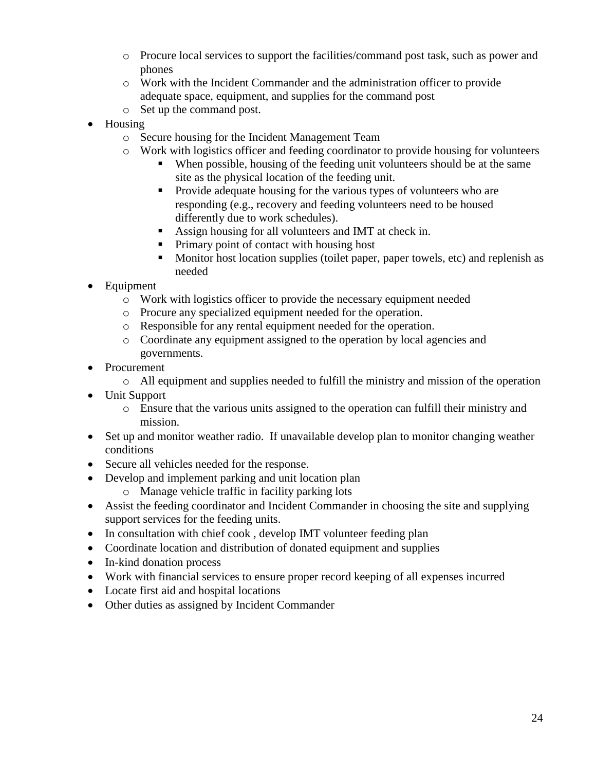- Procure local services to support the facilities/command post task, such as power and phones
  - Work with the Incident Commander and the administration officer to provide adequate space, equipment, and supplies for the command post
  - Set up the command post.
- Housing
  - Secure housing for the Incident Management Team
  - Work with logistics officer and feeding coordinator to provide housing for volunteers
    - When possible, housing of the feeding unit volunteers should be at the same site as the physical location of the feeding unit.
    - Provide adequate housing for the various types of volunteers who are responding (e.g., recovery and feeding volunteers need to be housed differently due to work schedules).
    - Assign housing for all volunteers and IMT at check in.
    - Primary point of contact with housing host
    - Monitor host location supplies (toilet paper, paper towels, etc) and replenish as needed
- Equipment
  - Work with logistics officer to provide the necessary equipment needed
  - Procure any specialized equipment needed for the operation.
  - Responsible for any rental equipment needed for the operation.
  - Coordinate any equipment assigned to the operation by local agencies and governments.
- Procurement
  - All equipment and supplies needed to fulfill the ministry and mission of the operation
- Unit Support
  - Ensure that the various units assigned to the operation can fulfill their ministry and mission.
- Set up and monitor weather radio. If unavailable develop plan to monitor changing weather conditions
- Secure all vehicles needed for the response.
- Develop and implement parking and unit location plan
  - Manage vehicle traffic in facility parking lots
- Assist the feeding coordinator and Incident Commander in choosing the site and supplying support services for the feeding units.
- In consultation with chief cook , develop IMT volunteer feeding plan
- Coordinate location and distribution of donated equipment and supplies
- In-kind donation process
- Work with financial services to ensure proper record keeping of all expenses incurred
- Locate first aid and hospital locations
- Other duties as assigned by Incident Commander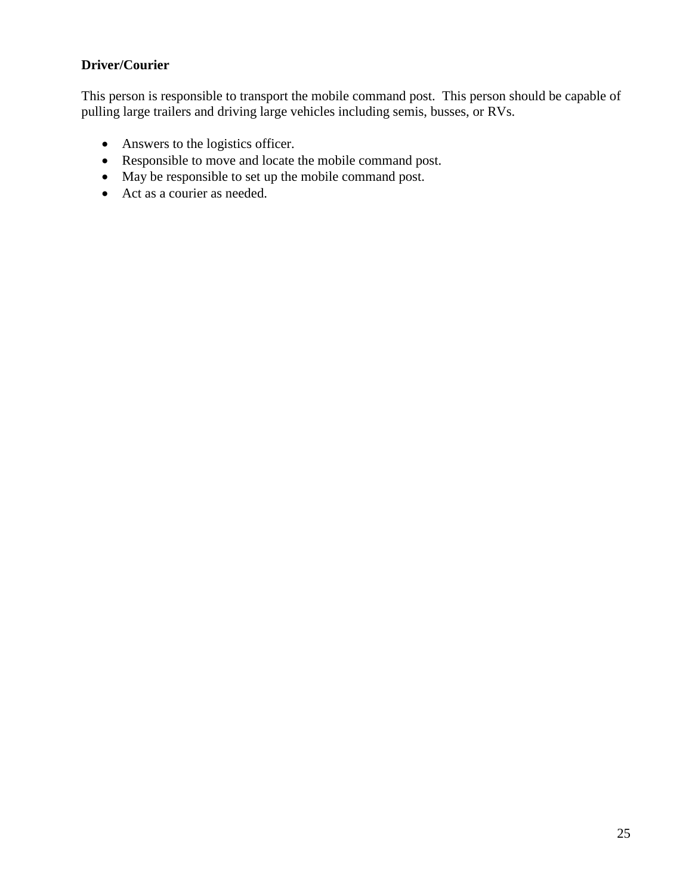**Driver/Courier**

This person is responsible to transport the mobile command post. This person should be capable of pulling large trailers and driving large vehicles including semis, busses, or RVs.

- Answers to the logistics officer.
- Responsible to move and locate the mobile command post.
- May be responsible to set up the mobile command post.
- Act as a courier as needed.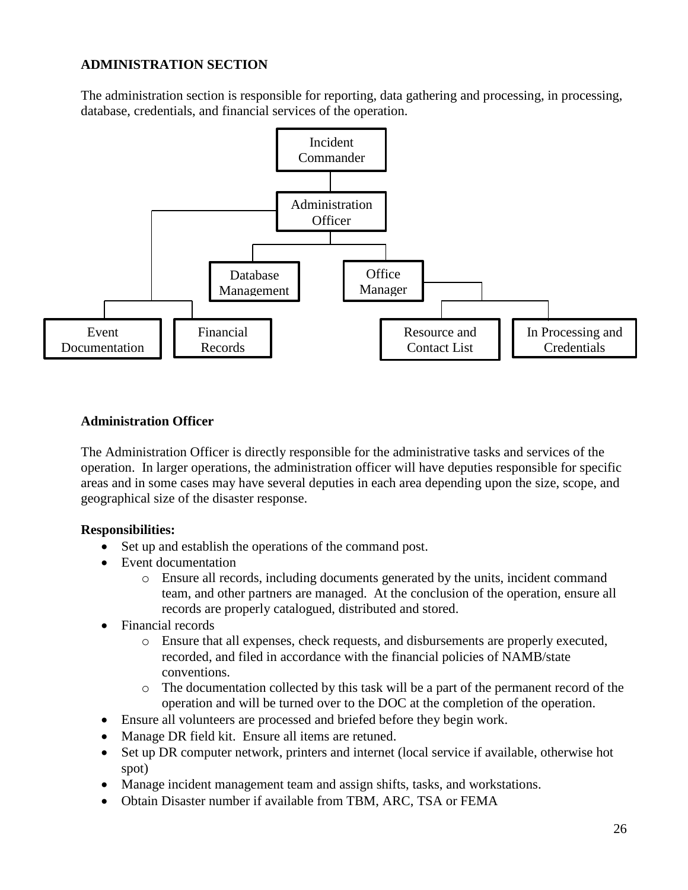**ADMINISTRATION SECTION**

The administration section is responsible for reporting, data gathering and processing, in processing, database, credentials, and financial services of the operation.

Incident Commander

Administration Officer

Database Management

Office Manager

Event Documentation

Financial Records

Resource and Contact List

In Processing and Credentials

**Administration Officer**

The Administration Officer is directly responsible for the administrative tasks and services of the operation. In larger operations, the administration officer will have deputies responsible for specific areas and in some cases may have several deputies in each area depending upon the size, scope, and geographical size of the disaster response.

**Responsibilities:**

- Set up and establish the operations of the command post.
- Event documentation
  - Ensure all records, including documents generated by the units, incident command team, and other partners are managed. At the conclusion of the operation, ensure all records are properly catalogued, distributed and stored.
- Financial records
  - Ensure that all expenses, check requests, and disbursements are properly executed, recorded, and filed in accordance with the financial policies of NAMB/state conventions.
  - The documentation collected by this task will be a part of the permanent record of the operation and will be turned over to the DOC at the completion of the operation.
- Ensure all volunteers are processed and briefed before they begin work.
- Manage DR field kit. Ensure all items are retuned.
- Set up DR computer network, printers and internet (local service if available, otherwise hot spot)
- Manage incident management team and assign shifts, tasks, and workstations.
- Obtain Disaster number if available from TBM, ARC, TSA or FEMA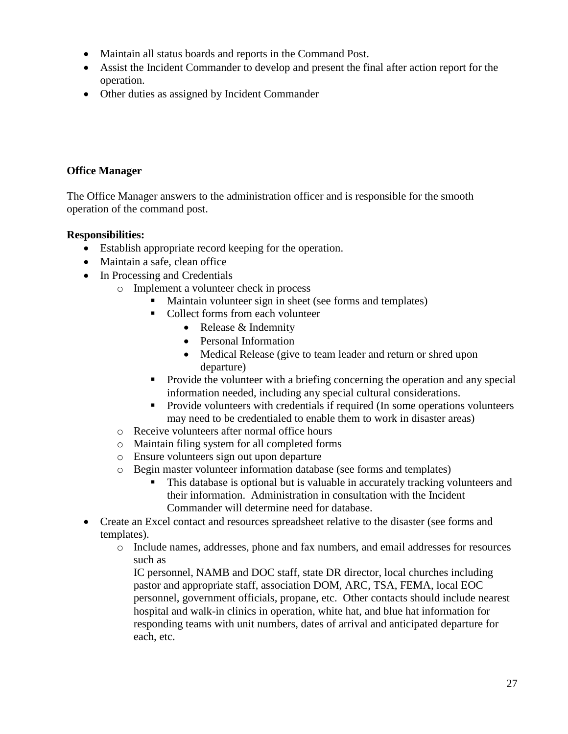- Maintain all status boards and reports in the Command Post.
- Assist the Incident Commander to develop and present the final after action report for the operation.
- Other duties as assigned by Incident Commander

**Office Manager**

The Office Manager answers to the administration officer and is responsible for the smooth operation of the command post.

**Responsibilities:**

- Establish appropriate record keeping for the operation.
- Maintain a safe, clean office
- In Processing and Credentials
    - Implement a volunteer check in process
        - Maintain volunteer sign in sheet (see forms and templates)
        - Collect forms from each volunteer
            - Release & Indemnity
            - Personal Information
            - Medical Release (give to team leader and return or shred upon departure)
        - Provide the volunteer with a briefing concerning the operation and any special information needed, including any special cultural considerations.
        - Provide volunteers with credentials if required (In some operations volunteers may need to be credentialed to enable them to work in disaster areas)
    - Receive volunteers after normal office hours
    - Maintain filing system for all completed forms
    - Ensure volunteers sign out upon departure
    - Begin master volunteer information database (see forms and templates)
        - This database is optional but is valuable in accurately tracking volunteers and their information. Administration in consultation with the Incident Commander will determine need for database.
- Create an Excel contact and resources spreadsheet relative to the disaster (see forms and templates).
    - Include names, addresses, phone and fax numbers, and email addresses for resources such as
      IC personnel, NAMB and DOC staff, state DR director, local churches including pastor and appropriate staff, association DOM, ARC, TSA, FEMA, local EOC personnel, government officials, propane, etc. Other contacts should include nearest hospital and walk-in clinics in operation, white hat, and blue hat information for responding teams with unit numbers, dates of arrival and anticipated departure for each, etc.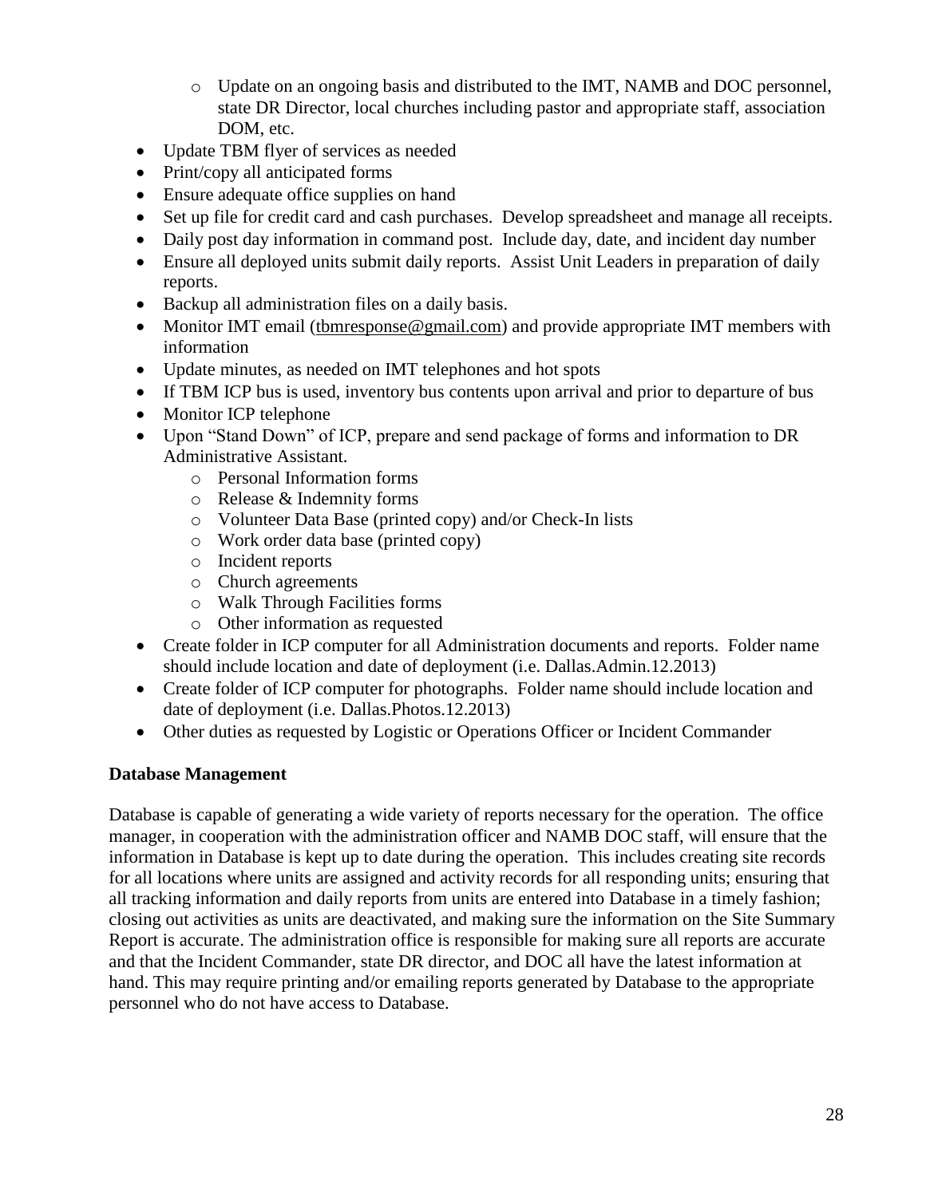- Update on an ongoing basis and distributed to the IMT, NAMB and DOC personnel, state DR Director, local churches including pastor and appropriate staff, association DOM, etc.
- Update TBM flyer of services as needed
- Print/copy all anticipated forms
- Ensure adequate office supplies on hand
- Set up file for credit card and cash purchases. Develop spreadsheet and manage all receipts.
- Daily post day information in command post. Include day, date, and incident day number
- Ensure all deployed units submit daily reports. Assist Unit Leaders in preparation of daily reports.
- Backup all administration files on a daily basis.
- Monitor IMT email (tbmresponse@gmail.com) and provide appropriate IMT members with information
- Update minutes, as needed on IMT telephones and hot spots
- If TBM ICP bus is used, inventory bus contents upon arrival and prior to departure of bus
- Monitor ICP telephone
- Upon "Stand Down" of ICP, prepare and send package of forms and information to DR Administrative Assistant.
    - Personal Information forms
    - Release & Indemnity forms
    - Volunteer Data Base (printed copy) and/or Check-In lists
    - Work order data base (printed copy)
    - Incident reports
    - Church agreements
    - Walk Through Facilities forms
    - Other information as requested
- Create folder in ICP computer for all Administration documents and reports. Folder name should include location and date of deployment (i.e. Dallas.Admin.12.2013)
- Create folder of ICP computer for photographs. Folder name should include location and date of deployment (i.e. Dallas.Photos.12.2013)
- Other duties as requested by Logistic or Operations Officer or Incident Commander

**Database Management**

Database is capable of generating a wide variety of reports necessary for the operation. The office manager, in cooperation with the administration officer and NAMB DOC staff, will ensure that the information in Database is kept up to date during the operation. This includes creating site records for all locations where units are assigned and activity records for all responding units; ensuring that all tracking information and daily reports from units are entered into Database in a timely fashion; closing out activities as units are deactivated, and making sure the information on the Site Summary Report is accurate. The administration office is responsible for making sure all reports are accurate and that the Incident Commander, state DR director, and DOC all have the latest information at hand. This may require printing and/or emailing reports generated by Database to the appropriate personnel who do not have access to Database.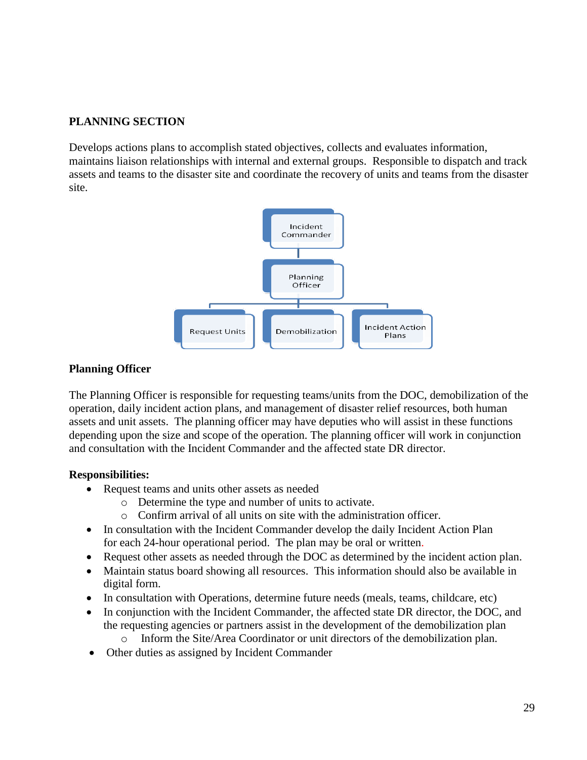## PLANNING SECTION

Develops actions plans to accomplish stated objectives, collects and evaluates information, maintains liaison relationships with internal and external groups. Responsible to dispatch and track assets and teams to the disaster site and coordinate the recovery of units and teams from the disaster site.

Incident Commander

Planning Officer

Request Units | Demobilization | Incident Action Plans

### Planning Officer

The Planning Officer is responsible for requesting teams/units from the DOC, demobilization of the operation, daily incident action plans, and management of disaster relief resources, both human assets and unit assets. The planning officer may have deputies who will assist in these functions depending upon the size and scope of the operation. The planning officer will work in conjunction and consultation with the Incident Commander and the affected state DR director.

**Responsibilities:**

- Request teams and units other assets as needed
    - Determine the type and number of units to activate.
    - Confirm arrival of all units on site with the administration officer.
- In consultation with the Incident Commander develop the daily Incident Action Plan for each 24-hour operational period. The plan may be oral or written.
- Request other assets as needed through the DOC as determined by the incident action plan.
- Maintain status board showing all resources. This information should also be available in digital form.
- In consultation with Operations, determine future needs (meals, teams, childcare, etc)
- In conjunction with the Incident Commander, the affected state DR director, the DOC, and the requesting agencies or partners assist in the development of the demobilization plan
    - Inform the Site/Area Coordinator or unit directors of the demobilization plan.
- Other duties as assigned by Incident Commander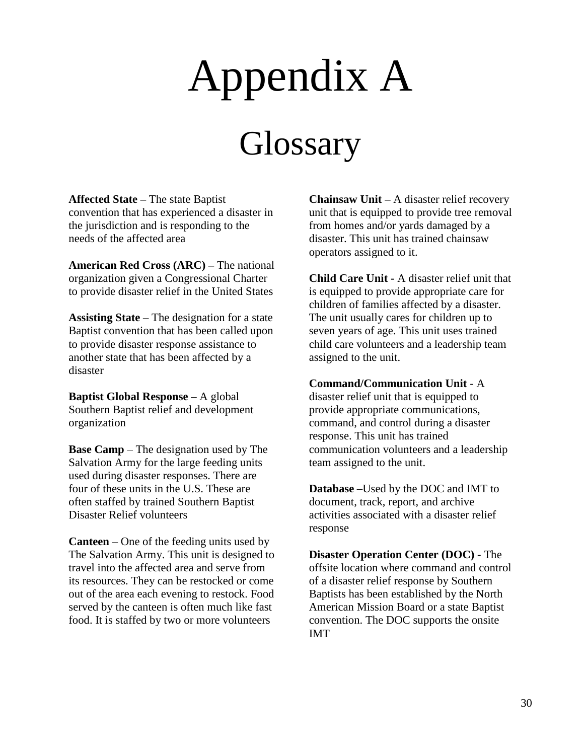# Appendix A

## Glossary

**Affected State –** The state Baptist convention that has experienced a disaster in the jurisdiction and is responding to the needs of the affected area

**American Red Cross (ARC) –** The national organization given a Congressional Charter to provide disaster relief in the United States

**Assisting State** – The designation for a state Baptist convention that has been called upon to provide disaster response assistance to another state that has been affected by a disaster

**Baptist Global Response –** A global Southern Baptist relief and development organization

**Base Camp** – The designation used by The Salvation Army for the large feeding units used during disaster responses. There are four of these units in the U.S. These are often staffed by trained Southern Baptist Disaster Relief volunteers

**Canteen** – One of the feeding units used by The Salvation Army. This unit is designed to travel into the affected area and serve from its resources. They can be restocked or come out of the area each evening to restock. Food served by the canteen is often much like fast food. It is staffed by two or more volunteers

**Chainsaw Unit –** A disaster relief recovery unit that is equipped to provide tree removal from homes and/or yards damaged by a disaster. This unit has trained chainsaw operators assigned to it.

**Child Care Unit -** A disaster relief unit that is equipped to provide appropriate care for children of families affected by a disaster. The unit usually cares for children up to seven years of age. This unit uses trained child care volunteers and a leadership team assigned to the unit.

**Command/Communication Unit** - A disaster relief unit that is equipped to provide appropriate communications, command, and control during a disaster response. This unit has trained communication volunteers and a leadership team assigned to the unit.

**Database –**Used by the DOC and IMT to document, track, report, and archive activities associated with a disaster relief response

**Disaster Operation Center (DOC) -** The offsite location where command and control of a disaster relief response by Southern Baptists has been established by the North American Mission Board or a state Baptist convention. The DOC supports the onsite IMT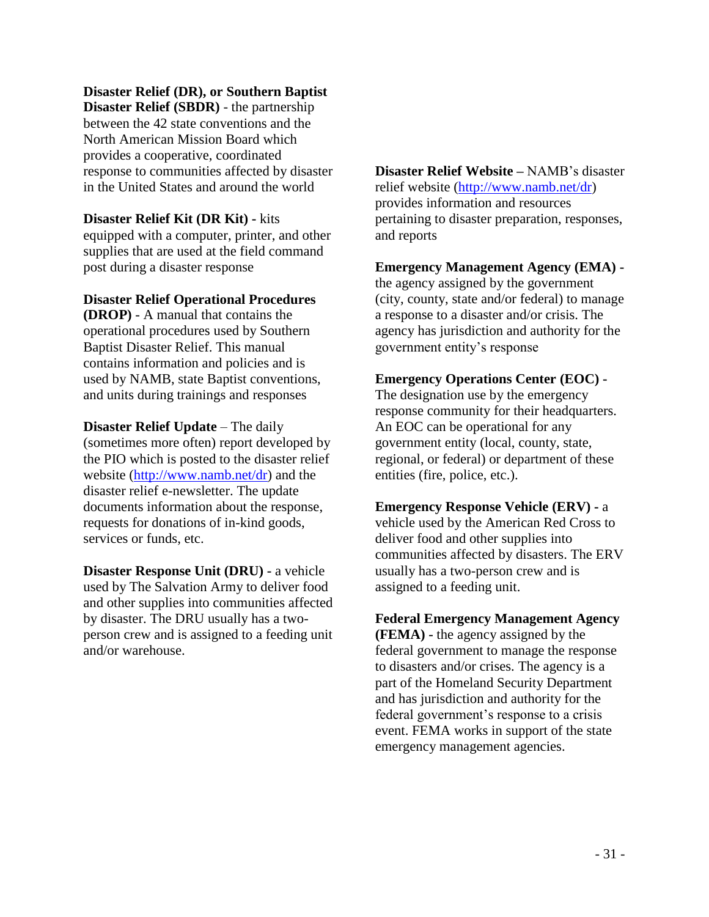**Disaster Relief (DR), or Southern Baptist Disaster Relief (SBDR)** - the partnership between the 42 state conventions and the North American Mission Board which provides a cooperative, coordinated response to communities affected by disaster in the United States and around the world

**Disaster Relief Kit (DR Kit) -** kits equipped with a computer, printer, and other supplies that are used at the field command post during a disaster response

**Disaster Relief Operational Procedures (DROP)** - A manual that contains the operational procedures used by Southern Baptist Disaster Relief. This manual contains information and policies and is used by NAMB, state Baptist conventions, and units during trainings and responses

**Disaster Relief Update** – The daily (sometimes more often) report developed by the PIO which is posted to the disaster relief website (http://www.namb.net/dr) and the disaster relief e-newsletter. The update documents information about the response, requests for donations of in-kind goods, services or funds, etc.

**Disaster Response Unit (DRU) -** a vehicle used by The Salvation Army to deliver food and other supplies into communities affected by disaster. The DRU usually has a two-person crew and is assigned to a feeding unit and/or warehouse.

**Disaster Relief Website –** NAMB's disaster relief website (http://www.namb.net/dr) provides information and resources pertaining to disaster preparation, responses, and reports

**Emergency Management Agency (EMA) -** the agency assigned by the government (city, county, state and/or federal) to manage a response to a disaster and/or crisis. The agency has jurisdiction and authority for the government entity's response

**Emergency Operations Center (EOC) -** The designation use by the emergency response community for their headquarters. An EOC can be operational for any government entity (local, county, state, regional, or federal) or department of these entities (fire, police, etc.).

**Emergency Response Vehicle (ERV) -** a vehicle used by the American Red Cross to deliver food and other supplies into communities affected by disasters. The ERV usually has a two-person crew and is assigned to a feeding unit.

**Federal Emergency Management Agency (FEMA) -** the agency assigned by the federal government to manage the response to disasters and/or crises. The agency is a part of the Homeland Security Department and has jurisdiction and authority for the federal government's response to a crisis event. FEMA works in support of the state emergency management agencies.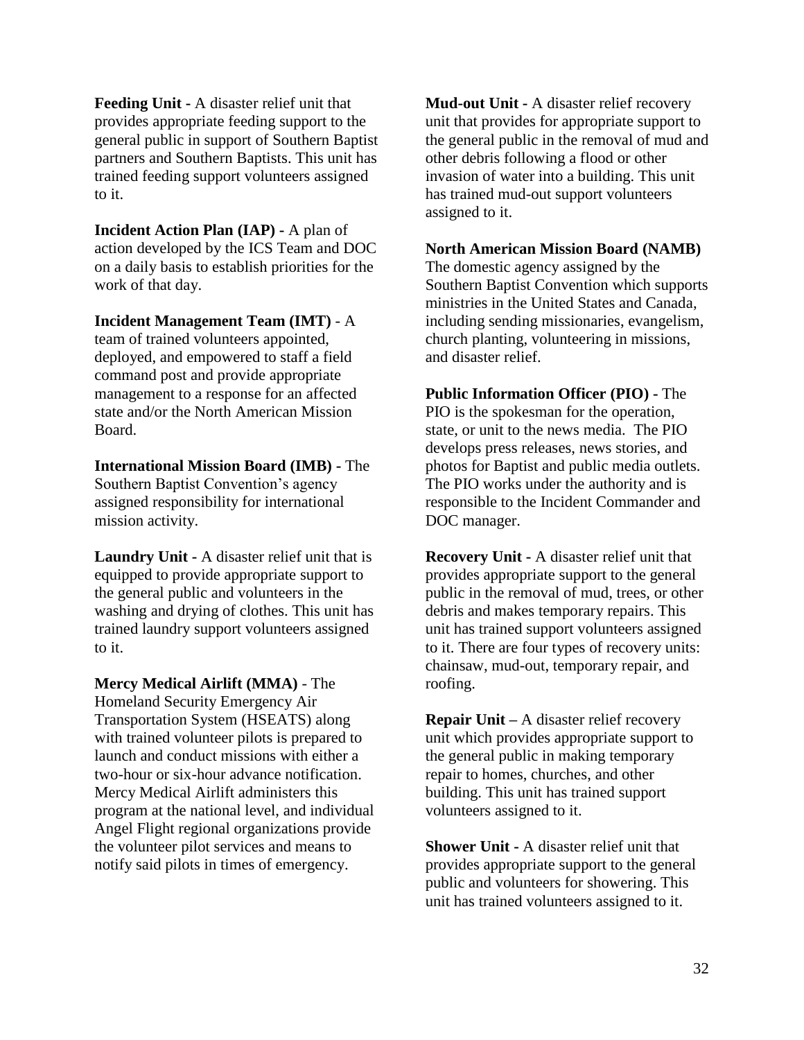**Feeding Unit -** A disaster relief unit that provides appropriate feeding support to the general public in support of Southern Baptist partners and Southern Baptists. This unit has trained feeding support volunteers assigned to it.

**Incident Action Plan (IAP) -** A plan of action developed by the ICS Team and DOC on a daily basis to establish priorities for the work of that day.

**Incident Management Team (IMT)** - A team of trained volunteers appointed, deployed, and empowered to staff a field command post and provide appropriate management to a response for an affected state and/or the North American Mission Board.

**International Mission Board (IMB) -** The Southern Baptist Convention's agency assigned responsibility for international mission activity.

**Laundry Unit -** A disaster relief unit that is equipped to provide appropriate support to the general public and volunteers in the washing and drying of clothes. This unit has trained laundry support volunteers assigned to it.

**Mercy Medical Airlift (MMA)** - The Homeland Security Emergency Air Transportation System (HSEATS) along with trained volunteer pilots is prepared to launch and conduct missions with either a two-hour or six-hour advance notification. Mercy Medical Airlift administers this program at the national level, and individual Angel Flight regional organizations provide the volunteer pilot services and means to notify said pilots in times of emergency.

**Mud-out Unit -** A disaster relief recovery unit that provides for appropriate support to the general public in the removal of mud and other debris following a flood or other invasion of water into a building. This unit has trained mud-out support volunteers assigned to it.

**North American Mission Board (NAMB)** The domestic agency assigned by the Southern Baptist Convention which supports ministries in the United States and Canada, including sending missionaries, evangelism, church planting, volunteering in missions, and disaster relief.

**Public Information Officer (PIO) -** The PIO is the spokesman for the operation, state, or unit to the news media. The PIO develops press releases, news stories, and photos for Baptist and public media outlets. The PIO works under the authority and is responsible to the Incident Commander and DOC manager.

**Recovery Unit -** A disaster relief unit that provides appropriate support to the general public in the removal of mud, trees, or other debris and makes temporary repairs. This unit has trained support volunteers assigned to it. There are four types of recovery units: chainsaw, mud-out, temporary repair, and roofing.

**Repair Unit –** A disaster relief recovery unit which provides appropriate support to the general public in making temporary repair to homes, churches, and other building. This unit has trained support volunteers assigned to it.

**Shower Unit -** A disaster relief unit that provides appropriate support to the general public and volunteers for showering. This unit has trained volunteers assigned to it.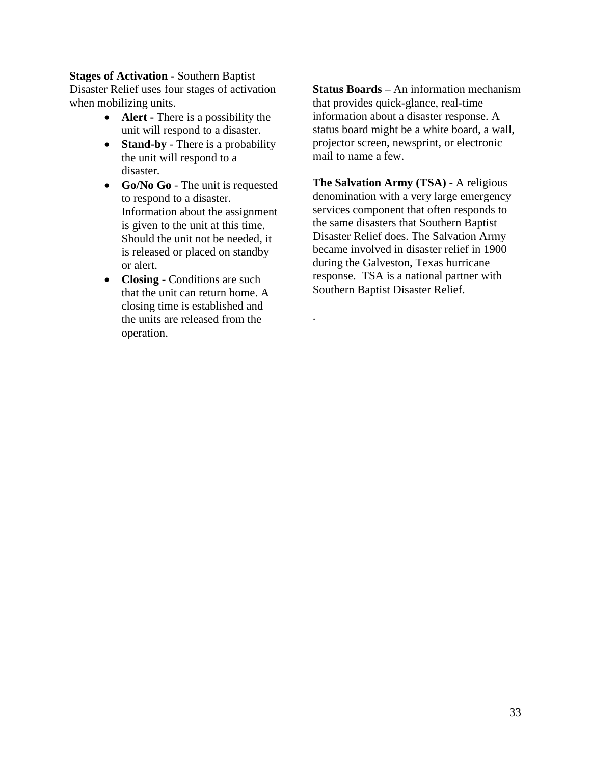**Stages of Activation -** Southern Baptist Disaster Relief uses four stages of activation when mobilizing units.

- **Alert -** There is a possibility the unit will respond to a disaster.
- **Stand-by** - There is a probability the unit will respond to a disaster.
- **Go/No Go** - The unit is requested to respond to a disaster. Information about the assignment is given to the unit at this time. Should the unit not be needed, it is released or placed on standby or alert.
- **Closing** - Conditions are such that the unit can return home. A closing time is established and the units are released from the operation.

**Status Boards –** An information mechanism that provides quick-glance, real-time information about a disaster response. A status board might be a white board, a wall, projector screen, newsprint, or electronic mail to name a few.

**The Salvation Army (TSA) -** A religious denomination with a very large emergency services component that often responds to the same disasters that Southern Baptist Disaster Relief does. The Salvation Army became involved in disaster relief in 1900 during the Galveston, Texas hurricane response. TSA is a national partner with Southern Baptist Disaster Relief.

.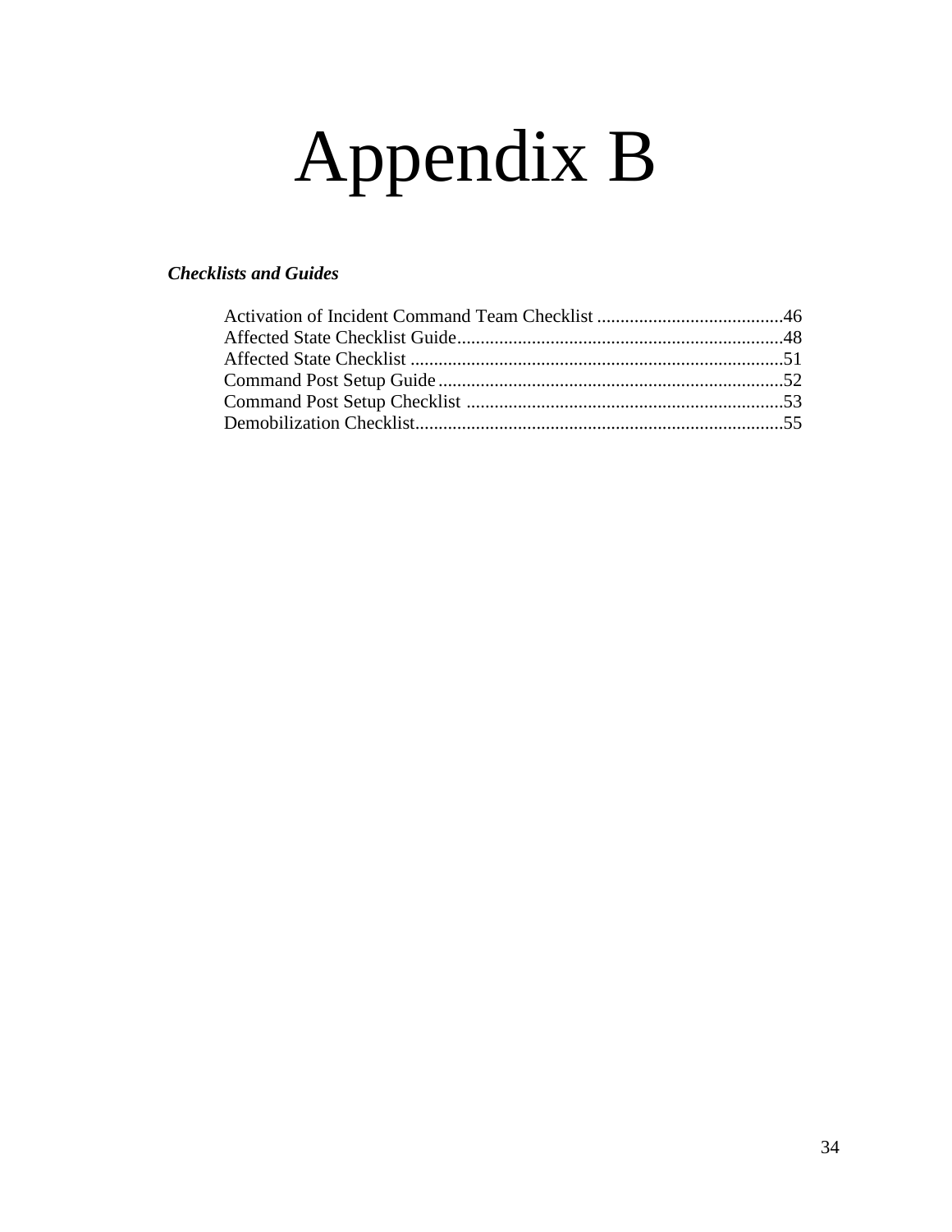# Appendix B

***Checklists and Guides***

Activation of Incident Command Team Checklist ........................................46
Affected State Checklist Guide......................................................................48
Affected State Checklist ................................................................................51
Command Post Setup Guide..........................................................................52
Command Post Setup Checklist ....................................................................53
Demobilization Checklist...............................................................................55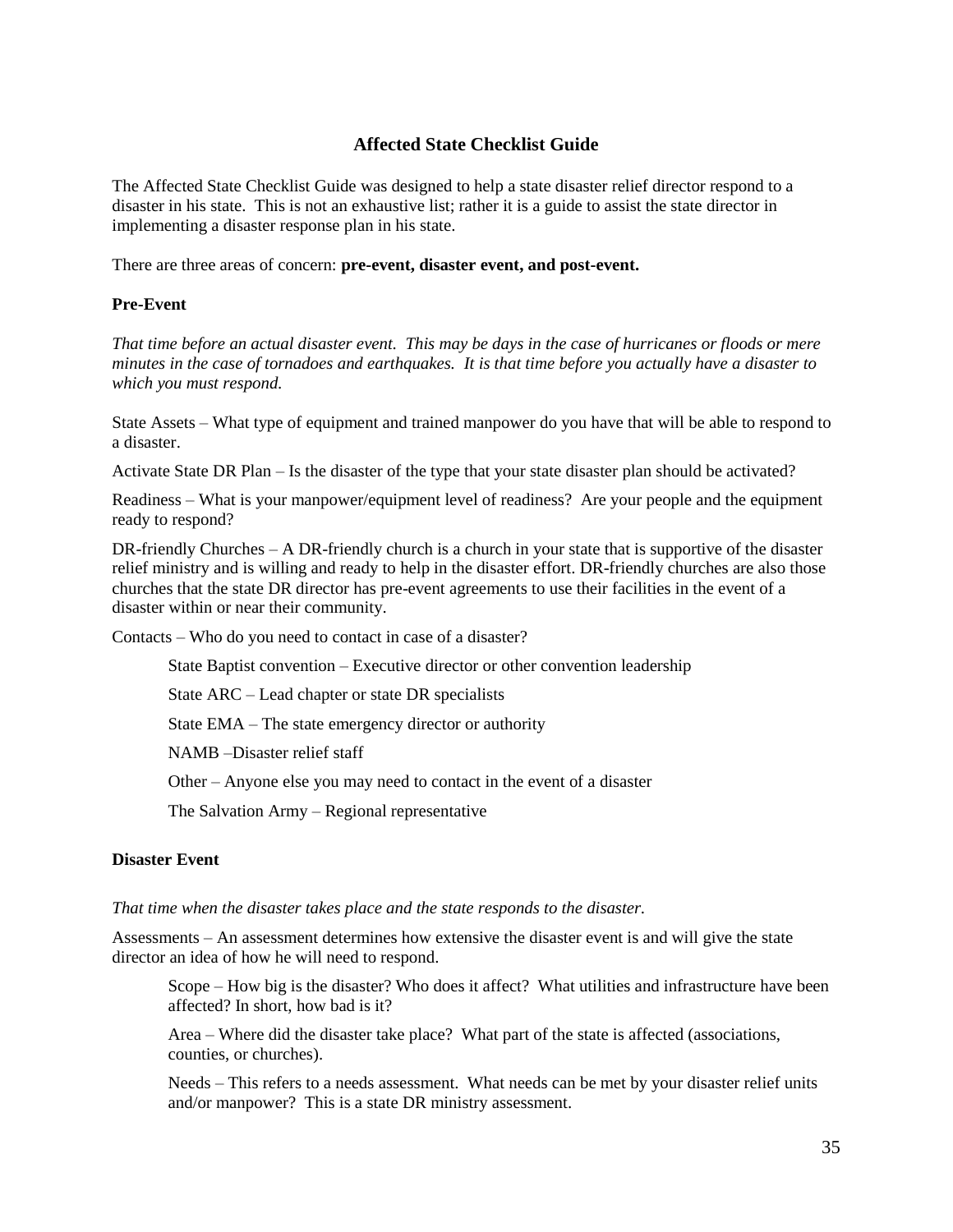## Affected State Checklist Guide

The Affected State Checklist Guide was designed to help a state disaster relief director respond to a disaster in his state. This is not an exhaustive list; rather it is a guide to assist the state director in implementing a disaster response plan in his state.

There are three areas of concern: **pre-event, disaster event, and post-event.**

### Pre-Event

*That time before an actual disaster event. This may be days in the case of hurricanes or floods or mere minutes in the case of tornadoes and earthquakes. It is that time before you actually have a disaster to which you must respond.*

State Assets – What type of equipment and trained manpower do you have that will be able to respond to a disaster.

Activate State DR Plan – Is the disaster of the type that your state disaster plan should be activated?

Readiness – What is your manpower/equipment level of readiness? Are your people and the equipment ready to respond?

DR-friendly Churches – A DR-friendly church is a church in your state that is supportive of the disaster relief ministry and is willing and ready to help in the disaster effort. DR-friendly churches are also those churches that the state DR director has pre-event agreements to use their facilities in the event of a disaster within or near their community.

Contacts – Who do you need to contact in case of a disaster?

> State Baptist convention – Executive director or other convention leadership
>
> State ARC – Lead chapter or state DR specialists
>
> State EMA – The state emergency director or authority
>
> NAMB –Disaster relief staff
>
> Other – Anyone else you may need to contact in the event of a disaster
>
> The Salvation Army – Regional representative

### Disaster Event

*That time when the disaster takes place and the state responds to the disaster.*

Assessments – An assessment determines how extensive the disaster event is and will give the state director an idea of how he will need to respond.

> Scope – How big is the disaster? Who does it affect? What utilities and infrastructure have been affected? In short, how bad is it?
>
> Area – Where did the disaster take place? What part of the state is affected (associations, counties, or churches).
>
> Needs – This refers to a needs assessment. What needs can be met by your disaster relief units and/or manpower? This is a state DR ministry assessment.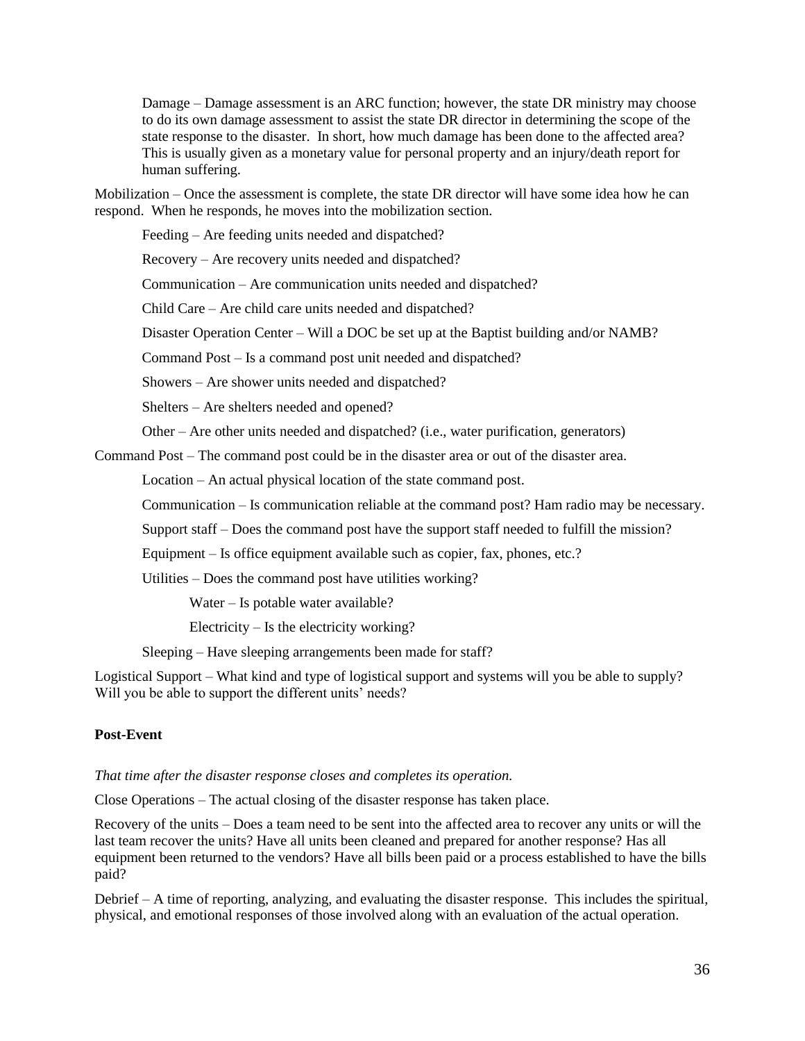Damage – Damage assessment is an ARC function; however, the state DR ministry may choose to do its own damage assessment to assist the state DR director in determining the scope of the state response to the disaster. In short, how much damage has been done to the affected area? This is usually given as a monetary value for personal property and an injury/death report for human suffering.

Mobilization – Once the assessment is complete, the state DR director will have some idea how he can respond. When he responds, he moves into the mobilization section.

Feeding – Are feeding units needed and dispatched?

Recovery – Are recovery units needed and dispatched?

Communication – Are communication units needed and dispatched?

Child Care – Are child care units needed and dispatched?

Disaster Operation Center – Will a DOC be set up at the Baptist building and/or NAMB?

Command Post – Is a command post unit needed and dispatched?

Showers – Are shower units needed and dispatched?

Shelters – Are shelters needed and opened?

Other – Are other units needed and dispatched? (i.e., water purification, generators)

Command Post – The command post could be in the disaster area or out of the disaster area.

Location – An actual physical location of the state command post.

Communication – Is communication reliable at the command post? Ham radio may be necessary.

Support staff – Does the command post have the support staff needed to fulfill the mission?

Equipment – Is office equipment available such as copier, fax, phones, etc.?

Utilities – Does the command post have utilities working?

Water – Is potable water available?

Electricity – Is the electricity working?

Sleeping – Have sleeping arrangements been made for staff?

Logistical Support – What kind and type of logistical support and systems will you be able to supply? Will you be able to support the different units' needs?

**Post-Event**

*That time after the disaster response closes and completes its operation.*

Close Operations – The actual closing of the disaster response has taken place.

Recovery of the units – Does a team need to be sent into the affected area to recover any units or will the last team recover the units? Have all units been cleaned and prepared for another response? Has all equipment been returned to the vendors? Have all bills been paid or a process established to have the bills paid?

Debrief – A time of reporting, analyzing, and evaluating the disaster response. This includes the spiritual, physical, and emotional responses of those involved along with an evaluation of the actual operation.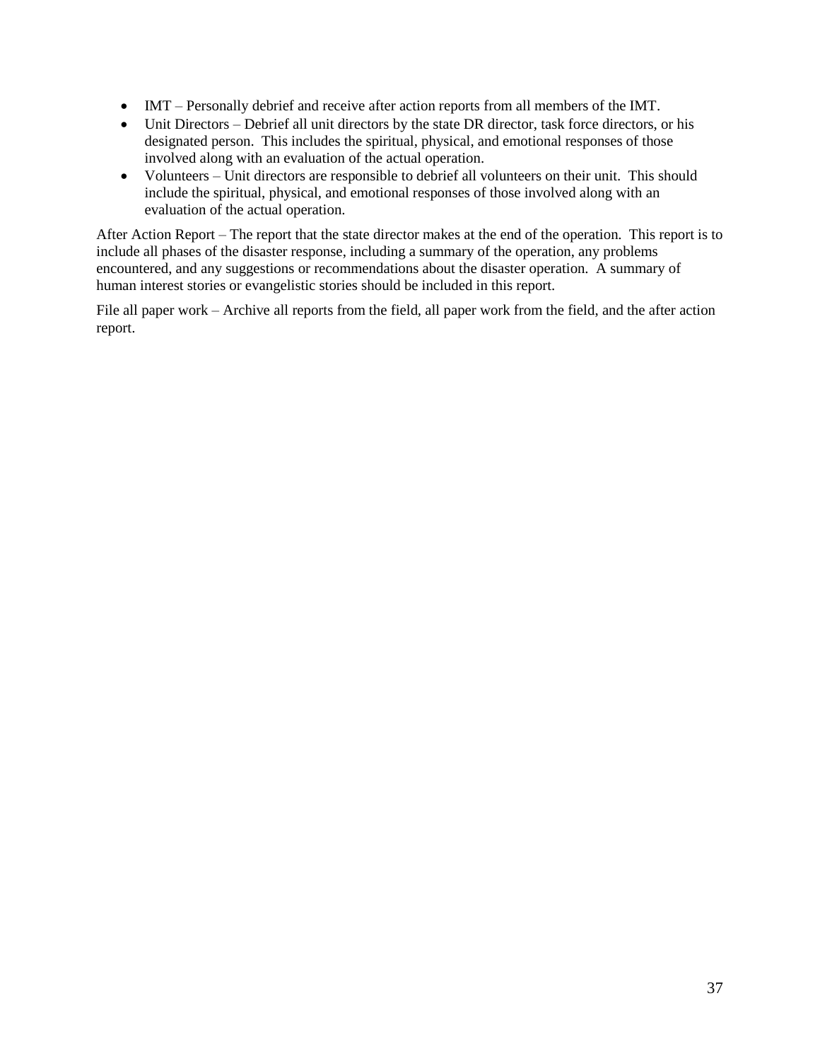- IMT – Personally debrief and receive after action reports from all members of the IMT.
- Unit Directors – Debrief all unit directors by the state DR director, task force directors, or his designated person. This includes the spiritual, physical, and emotional responses of those involved along with an evaluation of the actual operation.
- Volunteers – Unit directors are responsible to debrief all volunteers on their unit. This should include the spiritual, physical, and emotional responses of those involved along with an evaluation of the actual operation.

After Action Report – The report that the state director makes at the end of the operation. This report is to include all phases of the disaster response, including a summary of the operation, any problems encountered, and any suggestions or recommendations about the disaster operation. A summary of human interest stories or evangelistic stories should be included in this report.

File all paper work – Archive all reports from the field, all paper work from the field, and the after action report.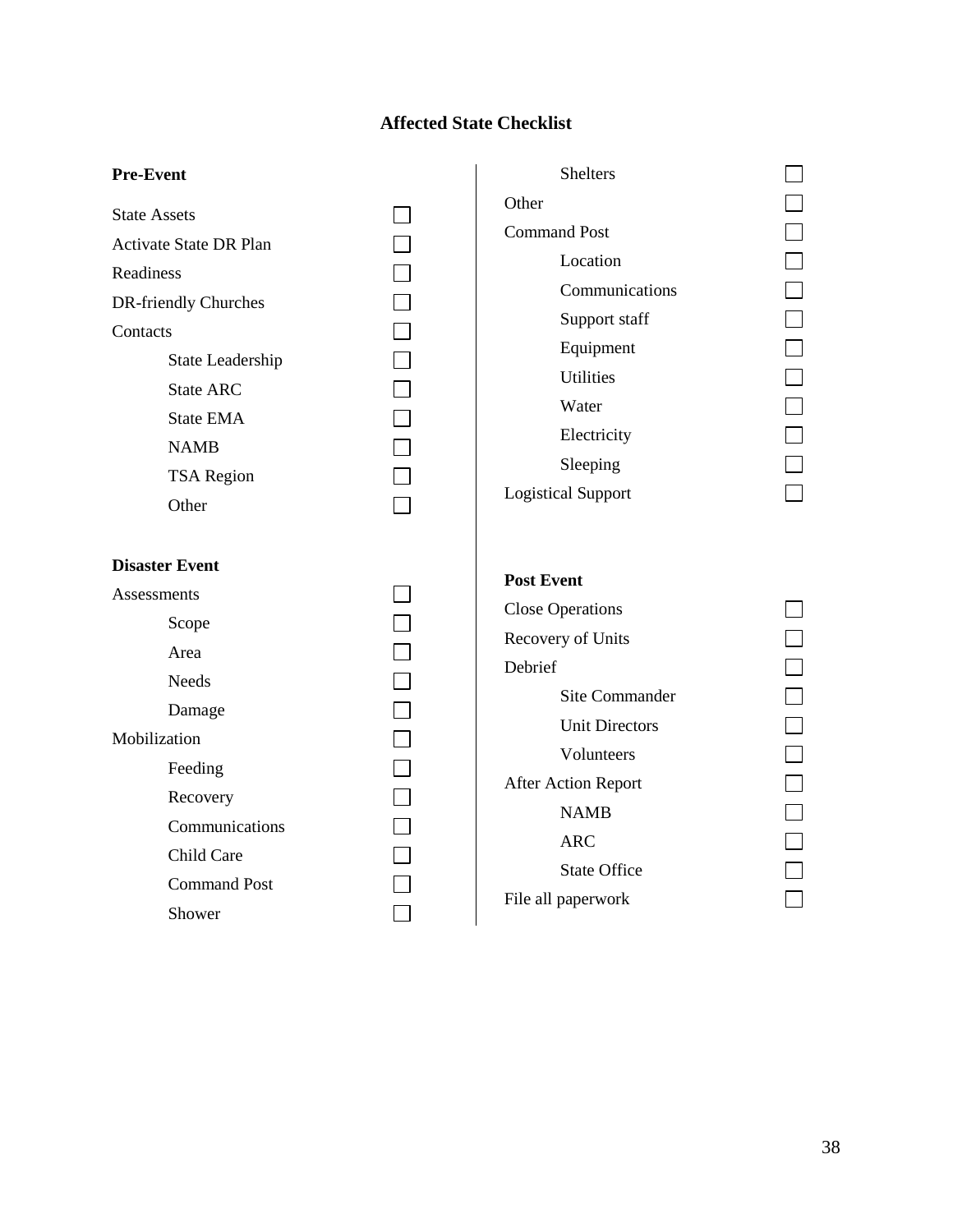# Affected State Checklist

**Pre-Event**

- [ ] State Assets
- [ ] Activate State DR Plan
- [ ] Readiness
- [ ] DR-friendly Churches
- [ ] Contacts
  - [ ] State Leadership
  - [ ] State ARC
  - [ ] State EMA
  - [ ] NAMB
  - [ ] TSA Region
  - [ ] Other

**Disaster Event**

- [ ] Assessments
  - [ ] Scope
  - [ ] Area
  - [ ] Needs
  - [ ] Damage
- [ ] Mobilization
  - [ ] Feeding
  - [ ] Recovery
  - [ ] Communications
  - [ ] Child Care
  - [ ] Command Post
  - [ ] Shower
  - [ ] Shelters
- [ ] Other
- [ ] Command Post
  - [ ] Location
  - [ ] Communications
  - [ ] Support staff
  - [ ] Equipment
  - [ ] Utilities
  - [ ] Water
  - [ ] Electricity
  - [ ] Sleeping
- [ ] Logistical Support

**Post Event**

- [ ] Close Operations
- [ ] Recovery of Units
- [ ] Debrief
  - [ ] Site Commander
  - [ ] Unit Directors
  - [ ] Volunteers
- [ ] After Action Report
  - [ ] NAMB
  - [ ] ARC
  - [ ] State Office
- [ ] File all paperwork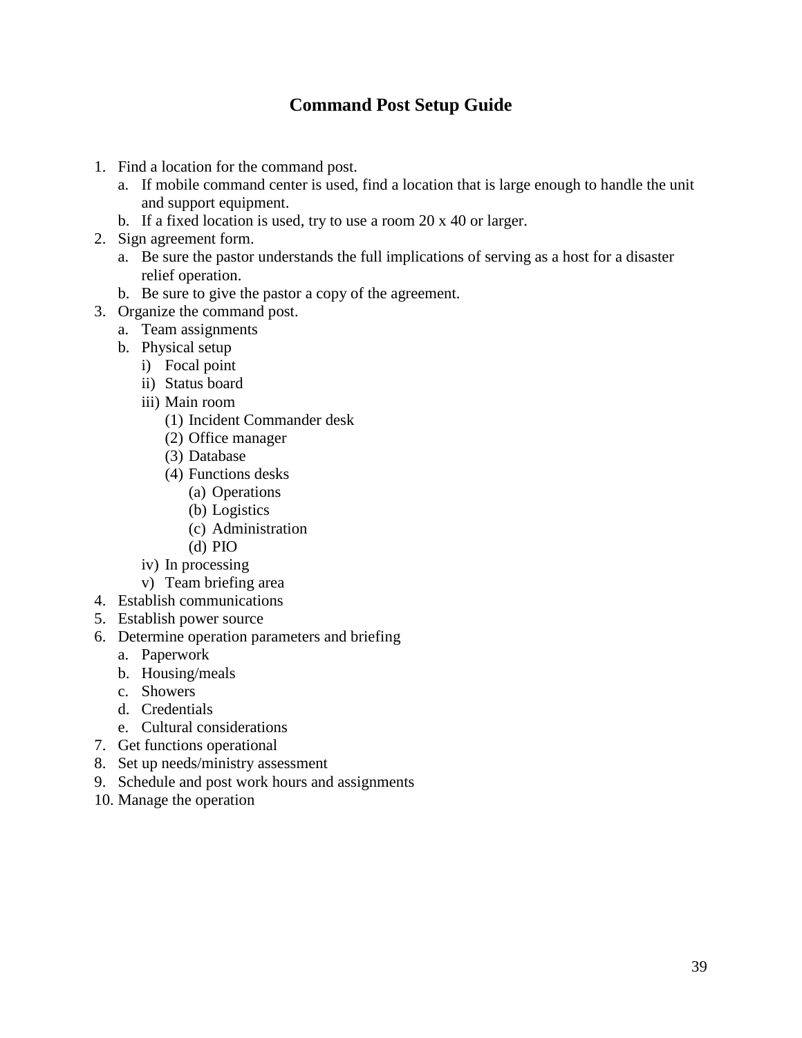# Command Post Setup Guide

1. Find a location for the command post.
   a. If mobile command center is used, find a location that is large enough to handle the unit and support equipment.
   b. If a fixed location is used, try to use a room 20 x 40 or larger.
2. Sign agreement form.
   a. Be sure the pastor understands the full implications of serving as a host for a disaster relief operation.
   b. Be sure to give the pastor a copy of the agreement.
3. Organize the command post.
   a. Team assignments
   b. Physical setup
      i) Focal point
      ii) Status board
      iii) Main room
         (1) Incident Commander desk
         (2) Office manager
         (3) Database
         (4) Functions desks
            (a) Operations
            (b) Logistics
            (c) Administration
            (d) PIO
      iv) In processing
      v) Team briefing area
4. Establish communications
5. Establish power source
6. Determine operation parameters and briefing
   a. Paperwork
   b. Housing/meals
   c. Showers
   d. Credentials
   e. Cultural considerations
7. Get functions operational
8. Set up needs/ministry assessment
9. Schedule and post work hours and assignments
10. Manage the operation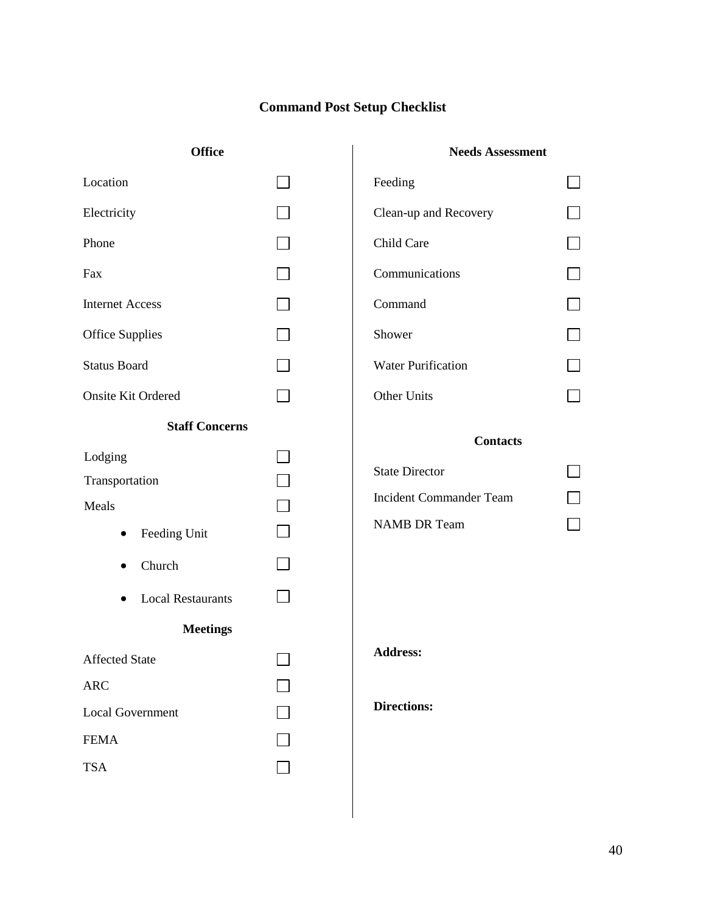# Command Post Setup Checklist

## Office

- [ ] Location
- [ ] Electricity
- [ ] Phone
- [ ] Fax
- [ ] Internet Access
- [ ] Office Supplies
- [ ] Status Board
- [ ] Onsite Kit Ordered

## Staff Concerns

- [ ] Lodging
- [ ] Transportation
- [ ] Meals
  - [ ] Feeding Unit
  - [ ] Church
  - [ ] Local Restaurants

## Meetings

- [ ] Affected State
- [ ] ARC
- [ ] Local Government
- [ ] FEMA
- [ ] TSA

## Needs Assessment

- [ ] Feeding
- [ ] Clean-up and Recovery
- [ ] Child Care
- [ ] Communications
- [ ] Command
- [ ] Shower
- [ ] Water Purification
- [ ] Other Units

## Contacts

- [ ] State Director
- [ ] Incident Commander Team
- [ ] NAMB DR Team

**Address:**

**Directions:**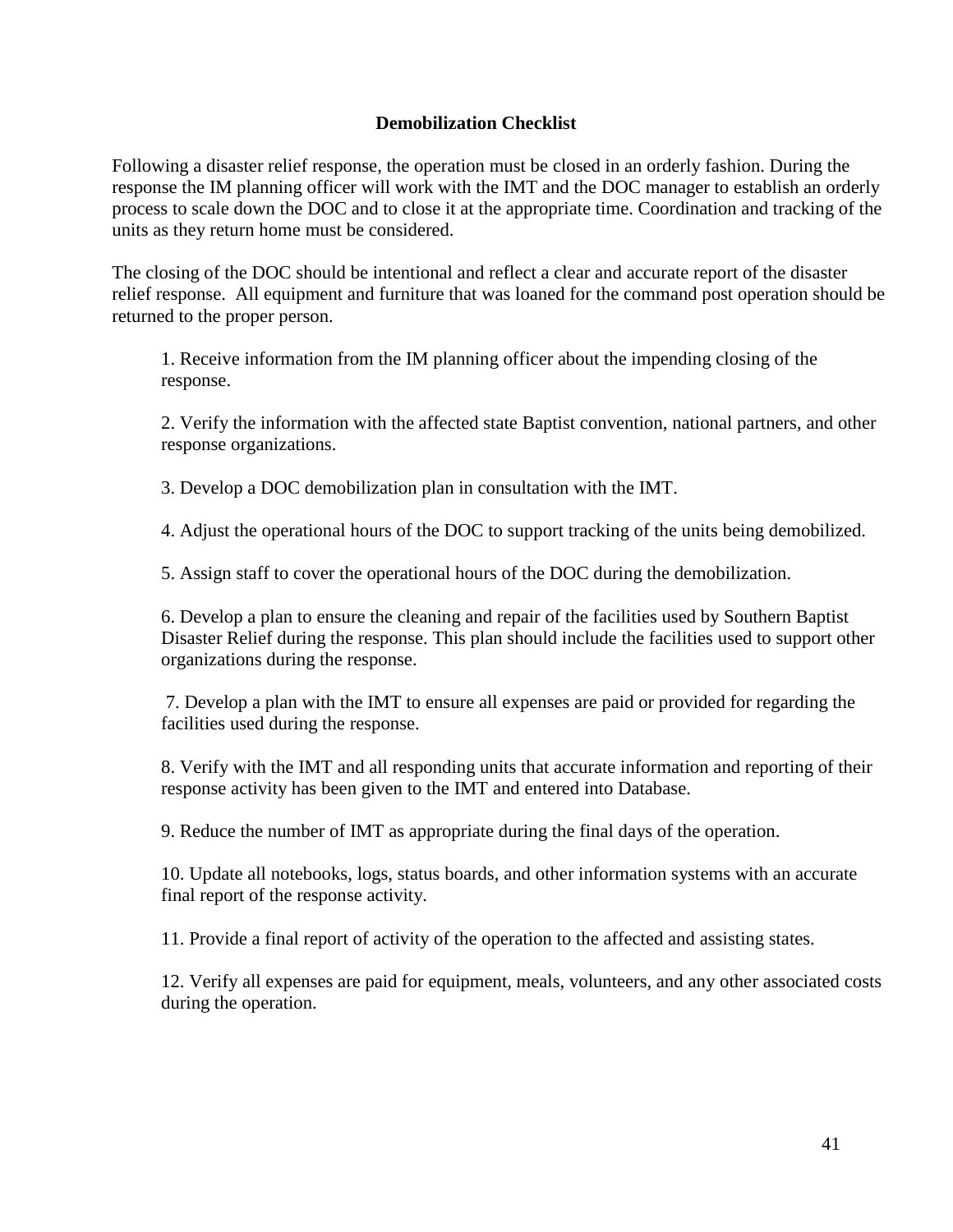## Demobilization Checklist

Following a disaster relief response, the operation must be closed in an orderly fashion. During the response the IM planning officer will work with the IMT and the DOC manager to establish an orderly process to scale down the DOC and to close it at the appropriate time. Coordination and tracking of the units as they return home must be considered.

The closing of the DOC should be intentional and reflect a clear and accurate report of the disaster relief response. All equipment and furniture that was loaned for the command post operation should be returned to the proper person.

1. Receive information from the IM planning officer about the impending closing of the response.

2. Verify the information with the affected state Baptist convention, national partners, and other response organizations.

3. Develop a DOC demobilization plan in consultation with the IMT.

4. Adjust the operational hours of the DOC to support tracking of the units being demobilized.

5. Assign staff to cover the operational hours of the DOC during the demobilization.

6. Develop a plan to ensure the cleaning and repair of the facilities used by Southern Baptist Disaster Relief during the response. This plan should include the facilities used to support other organizations during the response.

7. Develop a plan with the IMT to ensure all expenses are paid or provided for regarding the facilities used during the response.

8. Verify with the IMT and all responding units that accurate information and reporting of their response activity has been given to the IMT and entered into Database.

9. Reduce the number of IMT as appropriate during the final days of the operation.

10. Update all notebooks, logs, status boards, and other information systems with an accurate final report of the response activity.

11. Provide a final report of activity of the operation to the affected and assisting states.

12. Verify all expenses are paid for equipment, meals, volunteers, and any other associated costs during the operation.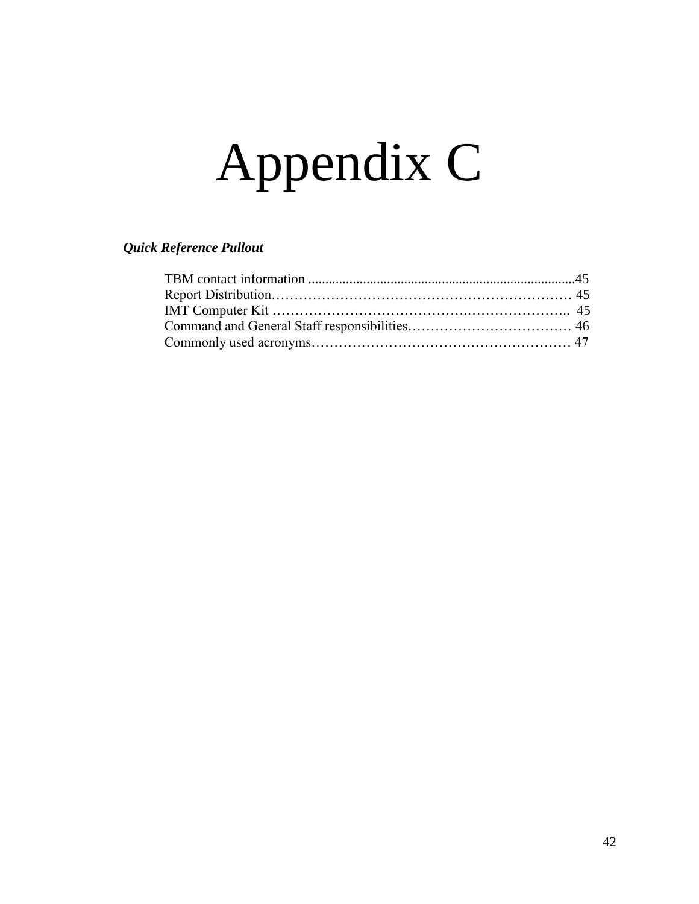# Appendix C

***Quick Reference Pullout***

TBM contact information ............................................................................45
Report Distribution……………………………………………………… 45
IMT Computer Kit …………………………………….………………….. 45
Command and General Staff responsibilities……………………………… 46
Commonly used acronyms………………………………………………… 47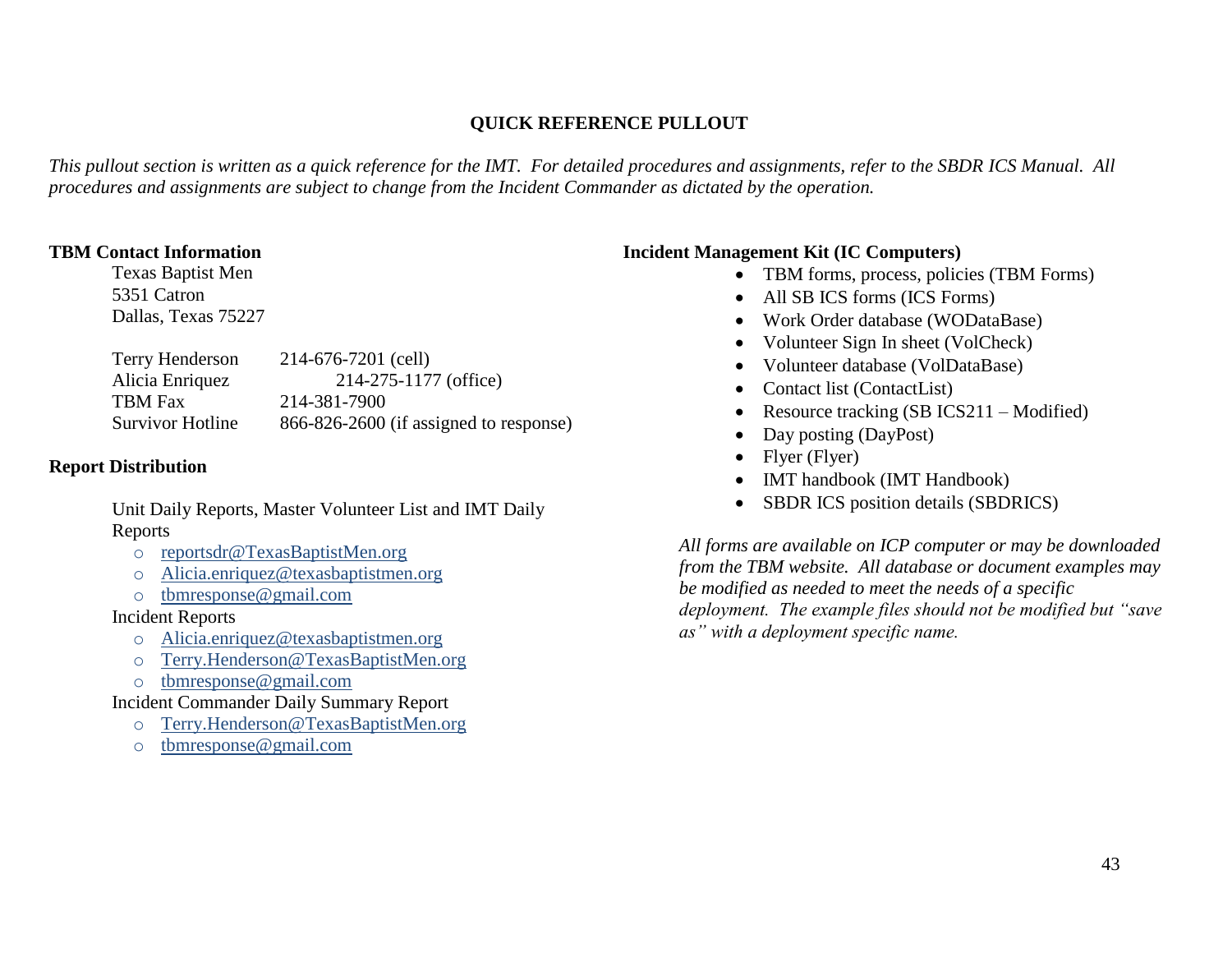**QUICK REFERENCE PULLOUT**

*This pullout section is written as a quick reference for the IMT. For detailed procedures and assignments, refer to the SBDR ICS Manual. All procedures and assignments are subject to change from the Incident Commander as dictated by the operation.*

**TBM Contact Information**

Texas Baptist Men
5351 Catron
Dallas, Texas 75227

| | |
|---|---|
| Terry Henderson | 214-676-7201 (cell) |
| Alicia Enriquez | 214-275-1177 (office) |
| TBM Fax | 214-381-7900 |
| Survivor Hotline | 866-826-2600 (if assigned to response) |

**Report Distribution**

Unit Daily Reports, Master Volunteer List and IMT Daily Reports

- reportsdr@TexasBaptistMen.org
- Alicia.enriquez@texasbaptistmen.org
- tbmresponse@gmail.com

Incident Reports

- Alicia.enriquez@texasbaptistmen.org
- Terry.Henderson@TexasBaptistMen.org
- tbmresponse@gmail.com

Incident Commander Daily Summary Report

- Terry.Henderson@TexasBaptistMen.org
- tbmresponse@gmail.com

**Incident Management Kit (IC Computers)**

- TBM forms, process, policies (TBM Forms)
- All SB ICS forms (ICS Forms)
- Work Order database (WODataBase)
- Volunteer Sign In sheet (VolCheck)
- Volunteer database (VolDataBase)
- Contact list (ContactList)
- Resource tracking (SB ICS211 – Modified)
- Day posting (DayPost)
- Flyer (Flyer)
- IMT handbook (IMT Handbook)
- SBDR ICS position details (SBDRICS)

*All forms are available on ICP computer or may be downloaded from the TBM website. All database or document examples may be modified as needed to meet the needs of a specific deployment. The example files should not be modified but "save as" with a deployment specific name.*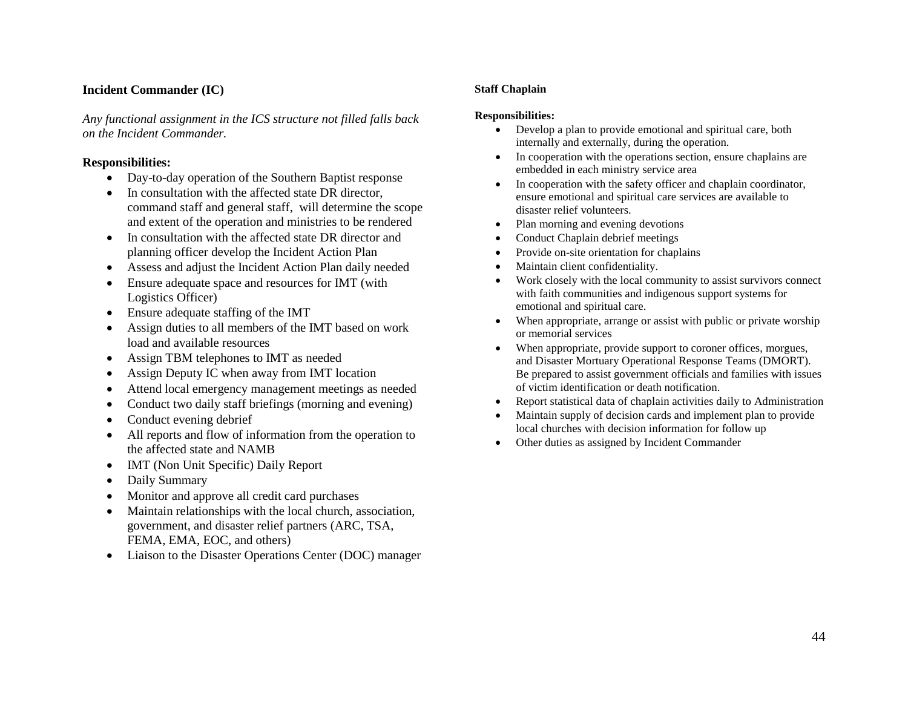### Incident Commander (IC)

*Any functional assignment in the ICS structure not filled falls back on the Incident Commander.*

**Responsibilities:**

- Day-to-day operation of the Southern Baptist response
- In consultation with the affected state DR director, command staff and general staff, will determine the scope and extent of the operation and ministries to be rendered
- In consultation with the affected state DR director and planning officer develop the Incident Action Plan
- Assess and adjust the Incident Action Plan daily needed
- Ensure adequate space and resources for IMT (with Logistics Officer)
- Ensure adequate staffing of the IMT
- Assign duties to all members of the IMT based on work load and available resources
- Assign TBM telephones to IMT as needed
- Assign Deputy IC when away from IMT location
- Attend local emergency management meetings as needed
- Conduct two daily staff briefings (morning and evening)
- Conduct evening debrief
- All reports and flow of information from the operation to the affected state and NAMB
- IMT (Non Unit Specific) Daily Report
- Daily Summary
- Monitor and approve all credit card purchases
- Maintain relationships with the local church, association, government, and disaster relief partners (ARC, TSA, FEMA, EMA, EOC, and others)
- Liaison to the Disaster Operations Center (DOC) manager

### Staff Chaplain

**Responsibilities:**

- Develop a plan to provide emotional and spiritual care, both internally and externally, during the operation.
- In cooperation with the operations section, ensure chaplains are embedded in each ministry service area
- In cooperation with the safety officer and chaplain coordinator, ensure emotional and spiritual care services are available to disaster relief volunteers.
- Plan morning and evening devotions
- Conduct Chaplain debrief meetings
- Provide on-site orientation for chaplains
- Maintain client confidentiality.
- Work closely with the local community to assist survivors connect with faith communities and indigenous support systems for emotional and spiritual care.
- When appropriate, arrange or assist with public or private worship or memorial services
- When appropriate, provide support to coroner offices, morgues, and Disaster Mortuary Operational Response Teams (DMORT). Be prepared to assist government officials and families with issues of victim identification or death notification.
- Report statistical data of chaplain activities daily to Administration
- Maintain supply of decision cards and implement plan to provide local churches with decision information for follow up
- Other duties as assigned by Incident Commander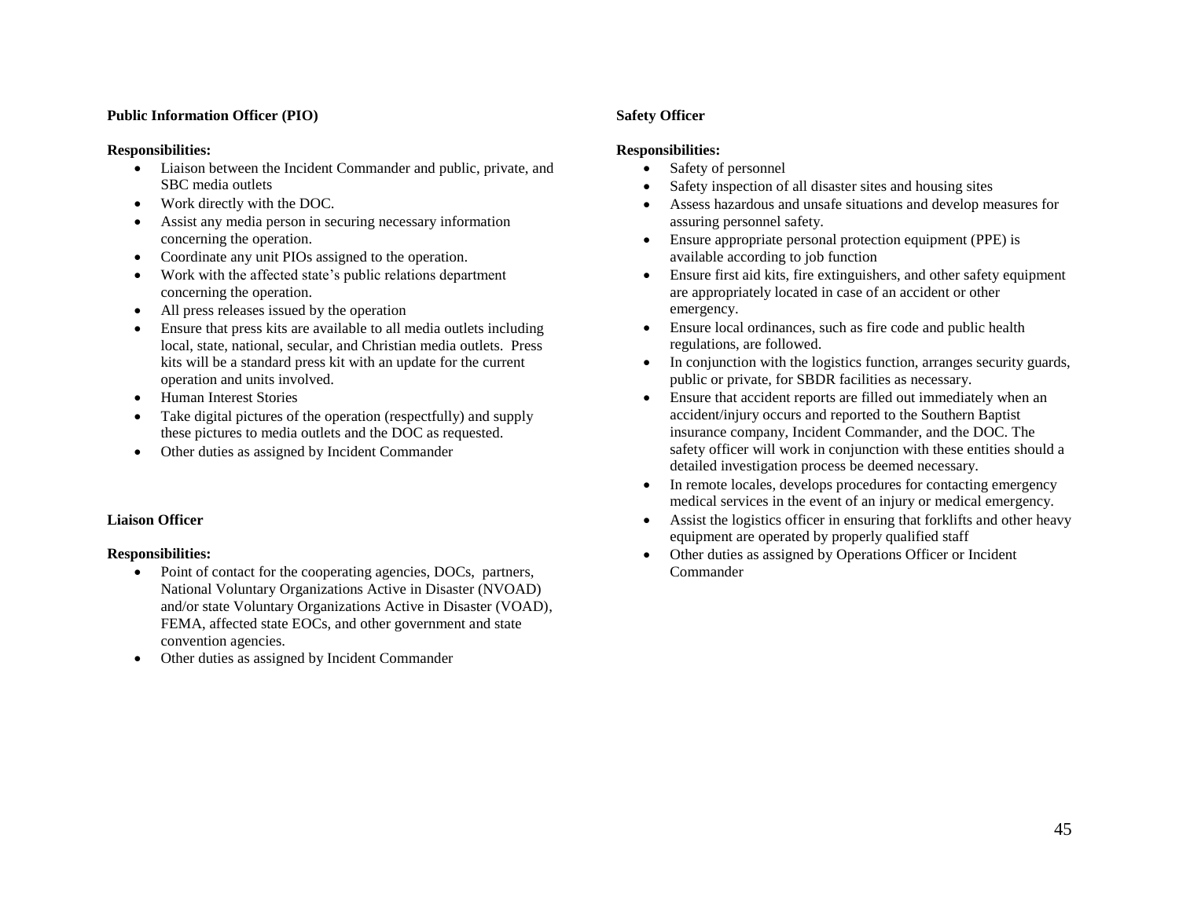**Public Information Officer (PIO)**

**Responsibilities:**

- Liaison between the Incident Commander and public, private, and SBC media outlets
- Work directly with the DOC.
- Assist any media person in securing necessary information concerning the operation.
- Coordinate any unit PIOs assigned to the operation.
- Work with the affected state's public relations department concerning the operation.
- All press releases issued by the operation
- Ensure that press kits are available to all media outlets including local, state, national, secular, and Christian media outlets. Press kits will be a standard press kit with an update for the current operation and units involved.
- Human Interest Stories
- Take digital pictures of the operation (respectfully) and supply these pictures to media outlets and the DOC as requested.
- Other duties as assigned by Incident Commander

**Liaison Officer**

**Responsibilities:**

- Point of contact for the cooperating agencies, DOCs, partners, National Voluntary Organizations Active in Disaster (NVOAD) and/or state Voluntary Organizations Active in Disaster (VOAD), FEMA, affected state EOCs, and other government and state convention agencies.
- Other duties as assigned by Incident Commander

**Safety Officer**

**Responsibilities:**

- Safety of personnel
- Safety inspection of all disaster sites and housing sites
- Assess hazardous and unsafe situations and develop measures for assuring personnel safety.
- Ensure appropriate personal protection equipment (PPE) is available according to job function
- Ensure first aid kits, fire extinguishers, and other safety equipment are appropriately located in case of an accident or other emergency.
- Ensure local ordinances, such as fire code and public health regulations, are followed.
- In conjunction with the logistics function, arranges security guards, public or private, for SBDR facilities as necessary.
- Ensure that accident reports are filled out immediately when an accident/injury occurs and reported to the Southern Baptist insurance company, Incident Commander, and the DOC. The safety officer will work in conjunction with these entities should a detailed investigation process be deemed necessary.
- In remote locales, develops procedures for contacting emergency medical services in the event of an injury or medical emergency.
- Assist the logistics officer in ensuring that forklifts and other heavy equipment are operated by properly qualified staff
- Other duties as assigned by Operations Officer or Incident Commander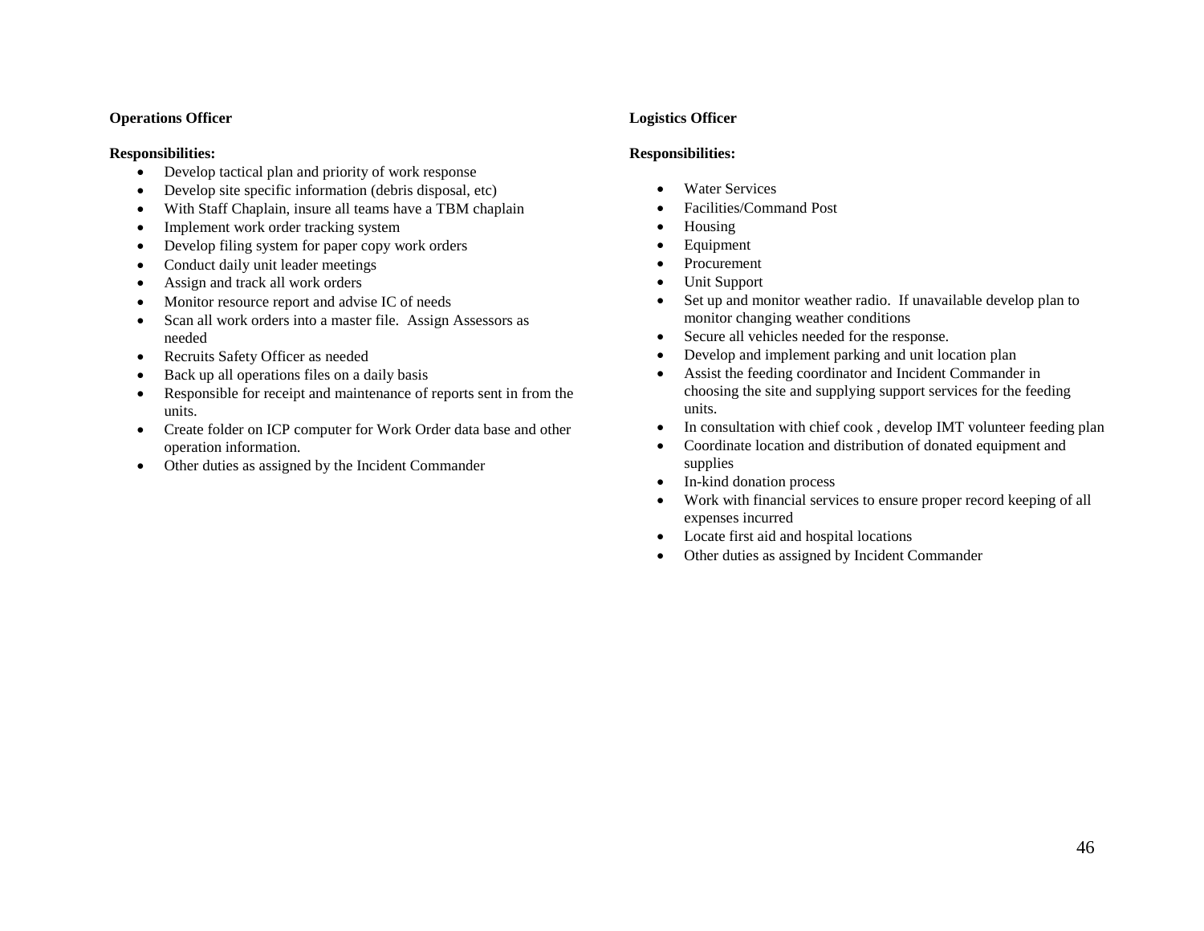**Operations Officer**

**Responsibilities:**

- Develop tactical plan and priority of work response
- Develop site specific information (debris disposal, etc)
- With Staff Chaplain, insure all teams have a TBM chaplain
- Implement work order tracking system
- Develop filing system for paper copy work orders
- Conduct daily unit leader meetings
- Assign and track all work orders
- Monitor resource report and advise IC of needs
- Scan all work orders into a master file. Assign Assessors as needed
- Recruits Safety Officer as needed
- Back up all operations files on a daily basis
- Responsible for receipt and maintenance of reports sent in from the units.
- Create folder on ICP computer for Work Order data base and other operation information.
- Other duties as assigned by the Incident Commander

**Logistics Officer**

**Responsibilities:**

- Water Services
- Facilities/Command Post
- Housing
- Equipment
- Procurement
- Unit Support
- Set up and monitor weather radio. If unavailable develop plan to monitor changing weather conditions
- Secure all vehicles needed for the response.
- Develop and implement parking and unit location plan
- Assist the feeding coordinator and Incident Commander in choosing the site and supplying support services for the feeding units.
- In consultation with chief cook , develop IMT volunteer feeding plan
- Coordinate location and distribution of donated equipment and supplies
- In-kind donation process
- Work with financial services to ensure proper record keeping of all expenses incurred
- Locate first aid and hospital locations
- Other duties as assigned by Incident Commander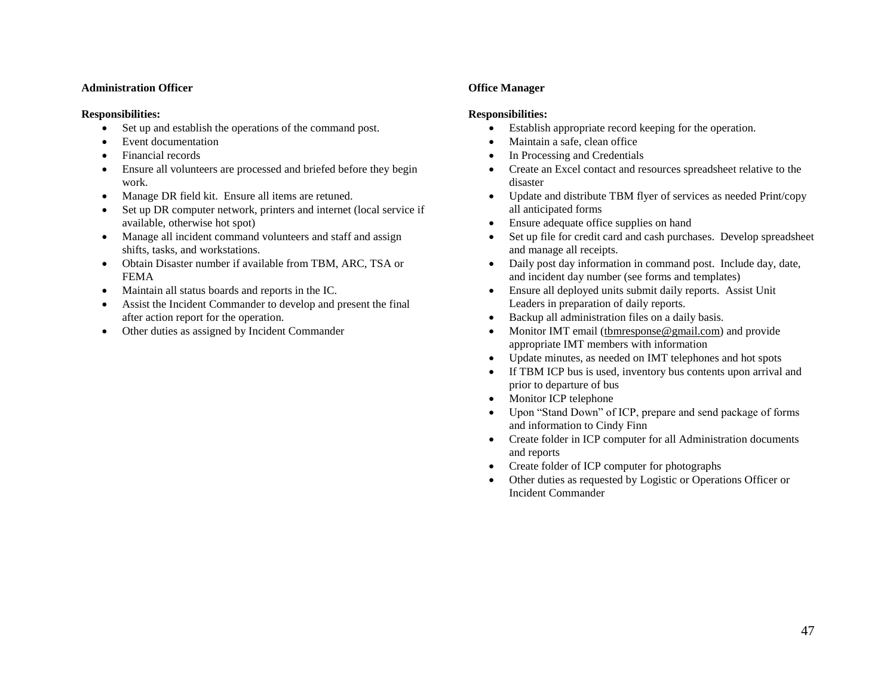**Administration Officer**

**Responsibilities:**

- Set up and establish the operations of the command post.
- Event documentation
- Financial records
- Ensure all volunteers are processed and briefed before they begin work.
- Manage DR field kit. Ensure all items are retuned.
- Set up DR computer network, printers and internet (local service if available, otherwise hot spot)
- Manage all incident command volunteers and staff and assign shifts, tasks, and workstations.
- Obtain Disaster number if available from TBM, ARC, TSA or FEMA
- Maintain all status boards and reports in the IC.
- Assist the Incident Commander to develop and present the final after action report for the operation.
- Other duties as assigned by Incident Commander

**Office Manager**

**Responsibilities:**

- Establish appropriate record keeping for the operation.
- Maintain a safe, clean office
- In Processing and Credentials
- Create an Excel contact and resources spreadsheet relative to the disaster
- Update and distribute TBM flyer of services as needed Print/copy all anticipated forms
- Ensure adequate office supplies on hand
- Set up file for credit card and cash purchases. Develop spreadsheet and manage all receipts.
- Daily post day information in command post. Include day, date, and incident day number (see forms and templates)
- Ensure all deployed units submit daily reports. Assist Unit Leaders in preparation of daily reports.
- Backup all administration files on a daily basis.
- Monitor IMT email (tbmresponse@gmail.com) and provide appropriate IMT members with information
- Update minutes, as needed on IMT telephones and hot spots
- If TBM ICP bus is used, inventory bus contents upon arrival and prior to departure of bus
- Monitor ICP telephone
- Upon "Stand Down" of ICP, prepare and send package of forms and information to Cindy Finn
- Create folder in ICP computer for all Administration documents and reports
- Create folder of ICP computer for photographs
- Other duties as requested by Logistic or Operations Officer or Incident Commander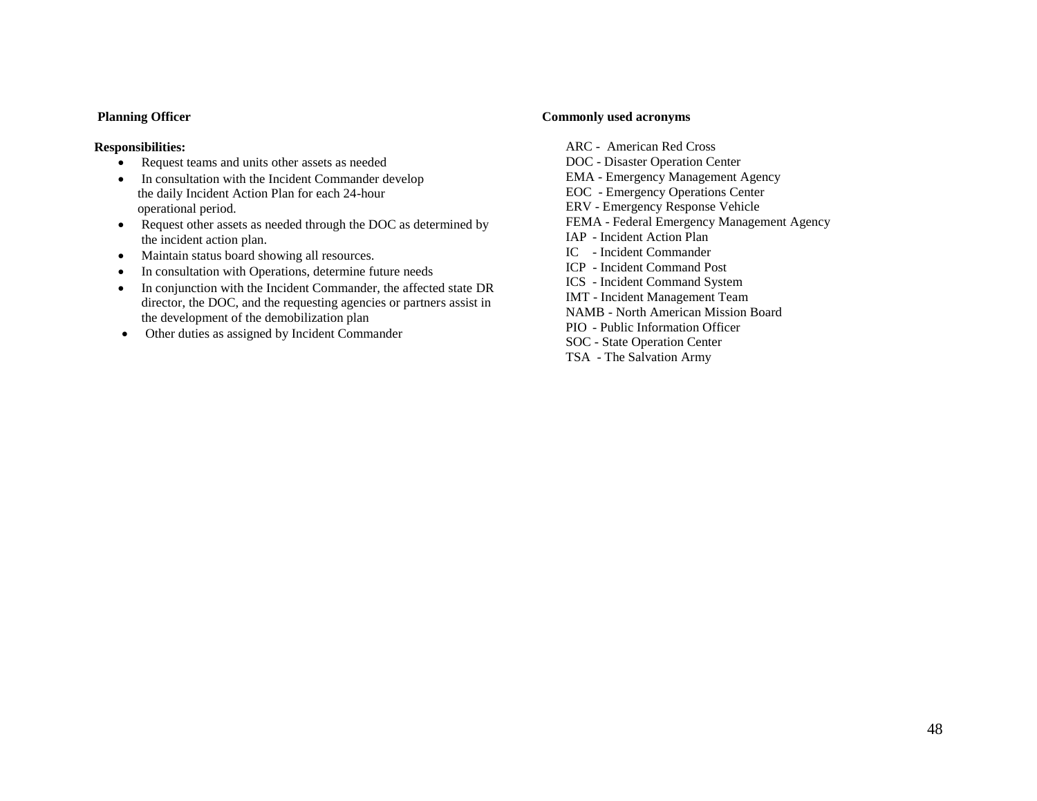**Planning Officer**

**Responsibilities:**

- Request teams and units other assets as needed
- In consultation with the Incident Commander develop the daily Incident Action Plan for each 24-hour operational period.
- Request other assets as needed through the DOC as determined by the incident action plan.
- Maintain status board showing all resources.
- In consultation with Operations, determine future needs
- In conjunction with the Incident Commander, the affected state DR director, the DOC, and the requesting agencies or partners assist in the development of the demobilization plan
- Other duties as assigned by Incident Commander

**Commonly used acronyms**

ARC - American Red Cross
DOC - Disaster Operation Center
EMA - Emergency Management Agency
EOC - Emergency Operations Center
ERV - Emergency Response Vehicle
FEMA - Federal Emergency Management Agency
IAP - Incident Action Plan
IC - Incident Commander
ICP - Incident Command Post
ICS - Incident Command System
IMT - Incident Management Team
NAMB - North American Mission Board
PIO - Public Information Officer
SOC - State Operation Center
TSA - The Salvation Army